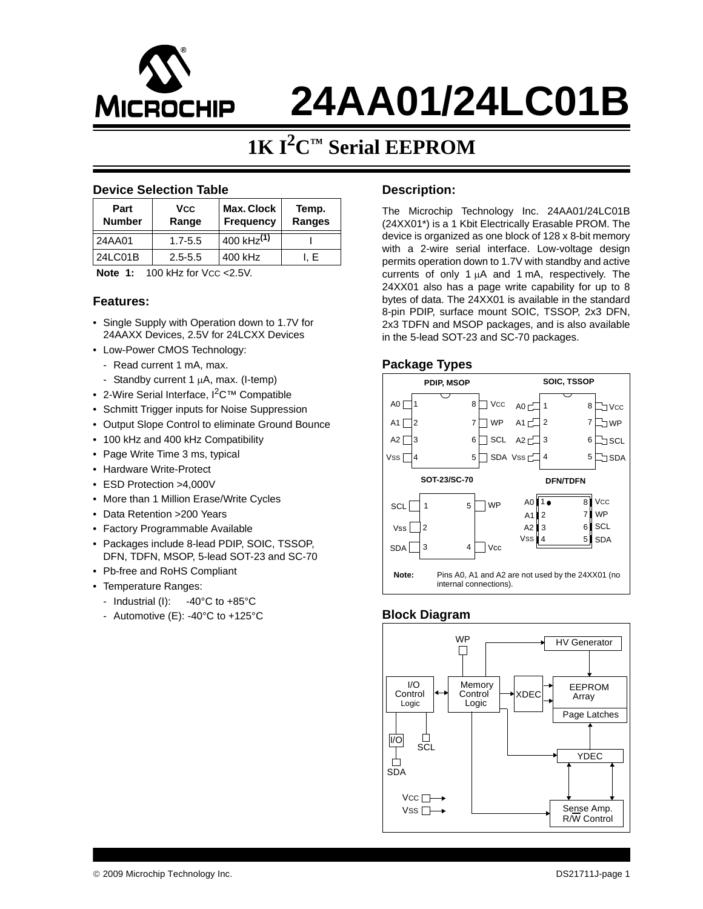# 24AA01/24LC01B

## 1K I²C™ Serial EEPROM

### Device Selection Table

| Part Number | Vcc Range | Max. Clock Frequency | Temp. Ranges |
|---|---|---|---|
| 24AA01 | 1.7-5.5 | 400 kHz(1) | I |
| 24LC01B | 2.5-5.5 | 400 kHz | I, E |

**Note 1:** 100 kHz for VCC <2.5V.

### Features:

- Single Supply with Operation down to 1.7V for 24AAXX Devices, 2.5V for 24LCXX Devices
- Low-Power CMOS Technology:
  - Read current 1 mA, max.
  - Standby current 1 μA, max. (I-temp)
- 2-Wire Serial Interface, I²C™ Compatible
- Schmitt Trigger inputs for Noise Suppression
- Output Slope Control to eliminate Ground Bounce
- 100 kHz and 400 kHz Compatibility
- Page Write Time 3 ms, typical
- Hardware Write-Protect
- ESD Protection >4,000V
- More than 1 Million Erase/Write Cycles
- Data Retention >200 Years
- Factory Programmable Available
- Packages include 8-lead PDIP, SOIC, TSSOP, DFN, TDFN, MSOP, 5-lead SOT-23 and SC-70
- Pb-free and RoHS Compliant
- Temperature Ranges:
  - Industrial (I): -40°C to +85°C
  - Automotive (E): -40°C to +125°C

### Description:

The Microchip Technology Inc. 24AA01/24LC01B (24XX01*) is a 1 Kbit Electrically Erasable PROM. The device is organized as one block of 128 x 8-bit memory with a 2-wire serial interface. Low-voltage design permits operation down to 1.7V with standby and active currents of only 1 μA and 1 mA, respectively. The 24XX01 also has a page write capability for up to 8 bytes of data. The 24XX01 is available in the standard 8-pin PDIP, surface mount SOIC, TSSOP, 2x3 DFN, 2x3 TDFN and MSOP packages, and is also available in the 5-lead SOT-23 and SC-70 packages.

### Package Types

PDIP, MSOP

| Pin | Name | Pin | Name |
|---|---|---|---|
| 1 | A0 | 8 | VCC |
| 2 | A1 | 7 | WP |
| 3 | A2 | 6 | SCL |
| 4 | VSS | 5 | SDA |

SOIC, TSSOP

| Pin | Name | Pin | Name |
|---|---|---|---|
| 1 | A0 | 8 | VCC |
| 2 | A1 | 7 | WP |
| 3 | A2 | 6 | SCL |
| 4 | VSS | 5 | SDA |

SOT-23/SC-70

| Pin | Name | Pin | Name |
|---|---|---|---|
| 1 | SCL | 5 | WP |
| 2 | VSS | | |
| 3 | SDA | 4 | VCC |

DFN/TDFN

| Pin | Name | Pin | Name |
|---|---|---|---|
| 1 | A0 | 8 | VCC |
| 2 | A1 | 7 | WP |
| 3 | A2 | 6 | SCL |
| 4 | VSS | 5 | SDA |

**Note:** Pins A0, A1 and A2 are not used by the 24XX01 (no internal connections).

### Block Diagram

WP, HV Generator, I/O Control Logic, Memory Control Logic, XDEC, EEPROM Array, Page Latches, I/O, SCL, SDA, YDEC, VCC, VSS, Sense Amp. R/W Control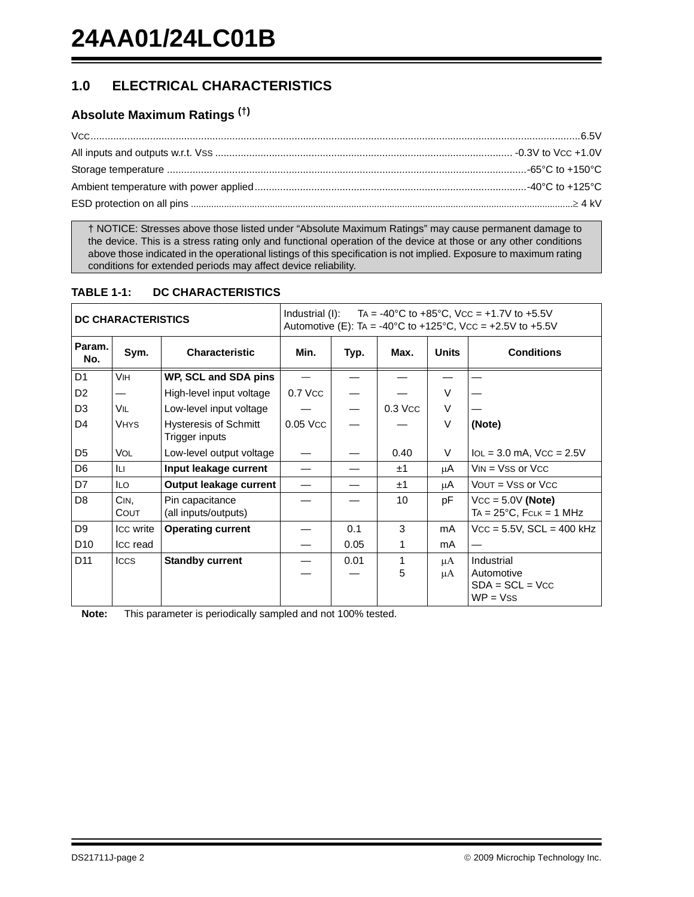## 1.0 ELECTRICAL CHARACTERISTICS

### Absolute Maximum Ratings (†)

$V_{CC}$ ........................................................................................................................................ 6.5V

All inputs and outputs w.r.t. $V_{SS}$ ........................................................................................ -0.3V to $V_{CC}$ +1.0V

Storage temperature ........................................................................................................... -65°C to +150°C

Ambient temperature with power applied ................................................................................ -40°C to +125°C

ESD protection on all pins ......................................................................................................................... ≥ 4 kV

† NOTICE: Stresses above those listed under “Absolute Maximum Ratings” may cause permanent damage to the device. This is a stress rating only and functional operation of the device at those or any other conditions above those indicated in the operational listings of this specification is not implied. Exposure to maximum rating conditions for extended periods may affect device reliability.

**TABLE 1-1: DC CHARACTERISTICS**

| **DC CHARACTERISTICS** | | | Industrial (I): $T_A$ = -40°C to +85°C, $V_{CC}$ = +1.7V to +5.5V<br>Automotive (E): $T_A$ = -40°C to +125°C, $V_{CC}$ = +2.5V to +5.5V | | | | |
|---|---|---|---|---|---|---|---|
| **Param. No.** | **Sym.** | **Characteristic** | **Min.** | **Typ.** | **Max.** | **Units** | **Conditions** |
| D1 | $V_{IH}$ | **WP, SCL and SDA pins** | — | — | — | — | — |
| D2 | — | High-level input voltage | 0.7 $V_{CC}$ | — | — | V | — |
| D3 | $V_{IL}$ | Low-level input voltage | — | — | 0.3 $V_{CC}$ | V | — |
| D4 | $V_{HYS}$ | Hysteresis of Schmitt Trigger inputs | 0.05 $V_{CC}$ | — | — | V | **(Note)** |
| D5 | $V_{OL}$ | Low-level output voltage | — | — | 0.40 | V | $I_{OL}$ = 3.0 mA, $V_{CC}$ = 2.5V |
| D6 | $I_{LI}$ | **Input leakage current** | — | — | ±1 | μA | $V_{IN}$ = $V_{SS}$ or $V_{CC}$ |
| D7 | $I_{LO}$ | **Output leakage current** | — | — | ±1 | μA | $V_{OUT}$ = $V_{SS}$ or $V_{CC}$ |
| D8 | $C_{IN}$, $C_{OUT}$ | Pin capacitance (all inputs/outputs) | — | — | 10 | pF | $V_{CC}$ = 5.0V **(Note)**<br>$T_A$ = 25°C, $F_{CLK}$ = 1 MHz |
| D9 | $I_{CC}$ write | **Operating current** | — | 0.1 | 3 | mA | $V_{CC}$ = 5.5V, SCL = 400 kHz |
| D10 | $I_{CC}$ read | | — | 0.05 | 1 | mA | — |
| D11 | $I_{CCS}$ | **Standby current** | —<br>— | 0.01<br>— | 1<br>5 | μA<br>μA | Industrial<br>Automotive<br>SDA = SCL = $V_{CC}$<br>WP = $V_{SS}$ |

**Note:** This parameter is periodically sampled and not 100% tested.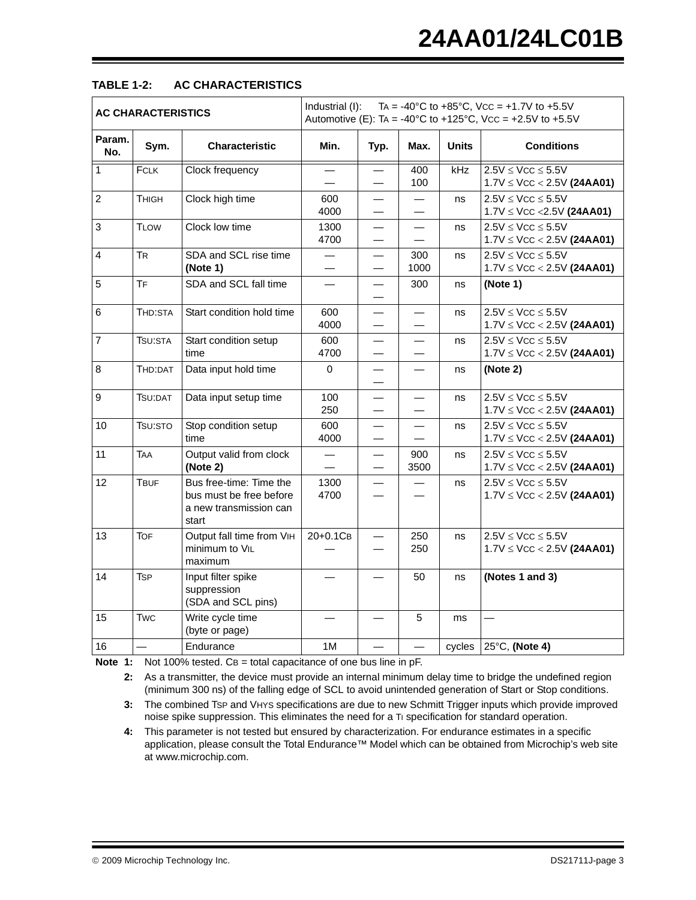**TABLE 1-2: AC CHARACTERISTICS**

| AC CHARACTERISTICS | | | Industrial (I): $T_A$ = -40°C to +85°C, $V_{CC}$ = +1.7V to +5.5V<br>Automotive (E): $T_A$ = -40°C to +125°C, $V_{CC}$ = +2.5V to +5.5V | | | | |
|---|---|---|---|---|---|---|---|
| **Param. No.** | **Sym.** | **Characteristic** | **Min.** | **Typ.** | **Max.** | **Units** | **Conditions** |
| 1 | $F_{CLK}$ | Clock frequency | —<br>— | —<br>— | 400<br>100 | kHz | 2.5V ≤ $V_{CC}$ ≤ 5.5V<br>1.7V ≤ $V_{CC}$ < 2.5V **(24AA01)** |
| 2 | $T_{HIGH}$ | Clock high time | 600<br>4000 | —<br>— | —<br>— | ns | 2.5V ≤ $V_{CC}$ ≤ 5.5V<br>1.7V ≤ $V_{CC}$ <2.5V **(24AA01)** |
| 3 | $T_{LOW}$ | Clock low time | 1300<br>4700 | —<br>— | —<br>— | ns | 2.5V ≤ $V_{CC}$ ≤ 5.5V<br>1.7V ≤ $V_{CC}$ < 2.5V **(24AA01)** |
| 4 | $T_R$ | SDA and SCL rise time **(Note 1)** | —<br>— | —<br>— | 300<br>1000 | ns | 2.5V ≤ $V_{CC}$ ≤ 5.5V<br>1.7V ≤ $V_{CC}$ < 2.5V **(24AA01)** |
| 5 | $T_F$ | SDA and SCL fall time | — | —<br>— | 300 | ns | **(Note 1)** |
| 6 | $T_{HD:STA}$ | Start condition hold time | 600<br>4000 | —<br>— | —<br>— | ns | 2.5V ≤ $V_{CC}$ ≤ 5.5V<br>1.7V ≤ $V_{CC}$ < 2.5V **(24AA01)** |
| 7 | $T_{SU:STA}$ | Start condition setup time | 600<br>4700 | —<br>— | —<br>— | ns | 2.5V ≤ $V_{CC}$ ≤ 5.5V<br>1.7V ≤ $V_{CC}$ < 2.5V **(24AA01)** |
| 8 | $T_{HD:DAT}$ | Data input hold time | 0 | —<br>— | — | ns | **(Note 2)** |
| 9 | $T_{SU:DAT}$ | Data input setup time | 100<br>250 | —<br>— | —<br>— | ns | 2.5V ≤ $V_{CC}$ ≤ 5.5V<br>1.7V ≤ $V_{CC}$ < 2.5V **(24AA01)** |
| 10 | $T_{SU:STO}$ | Stop condition setup time | 600<br>4000 | —<br>— | —<br>— | ns | 2.5V ≤ $V_{CC}$ ≤ 5.5V<br>1.7V ≤ $V_{CC}$ < 2.5V **(24AA01)** |
| 11 | $T_{AA}$ | Output valid from clock **(Note 2)** | —<br>— | —<br>— | 900<br>3500 | ns | 2.5V ≤ $V_{CC}$ ≤ 5.5V<br>1.7V ≤ $V_{CC}$ < 2.5V **(24AA01)** |
| 12 | $T_{BUF}$ | Bus free-time: Time the bus must be free before a new transmission can start | 1300<br>4700 | —<br>— | —<br>— | ns | 2.5V ≤ $V_{CC}$ ≤ 5.5V<br>1.7V ≤ $V_{CC}$ < 2.5V **(24AA01)** |
| 13 | $T_{OF}$ | Output fall time from $V_{IH}$ minimum to $V_{IL}$ maximum | 20+0.1$C_B$<br>— | —<br>— | 250<br>250 | ns | 2.5V ≤ $V_{CC}$ ≤ 5.5V<br>1.7V ≤ $V_{CC}$ < 2.5V **(24AA01)** |
| 14 | $T_{SP}$ | Input filter spike suppression (SDA and SCL pins) | — | — | 50 | ns | **(Notes 1 and 3)** |
| 15 | $T_{WC}$ | Write cycle time (byte or page) | — | — | 5 | ms | — |
| 16 | — | Endurance | 1M | — | — | cycles | 25°C, **(Note 4)** |

**Note 1:** Not 100% tested. $C_B$ = total capacitance of one bus line in pF.

**2:** As a transmitter, the device must provide an internal minimum delay time to bridge the undefined region (minimum 300 ns) of the falling edge of SCL to avoid unintended generation of Start or Stop conditions.

**3:** The combined $T_{SP}$ and $V_{HYS}$ specifications are due to new Schmitt Trigger inputs which provide improved noise spike suppression. This eliminates the need for a $T_I$ specification for standard operation.

**4:** This parameter is not tested but ensured by characterization. For endurance estimates in a specific application, please consult the Total Endurance™ Model which can be obtained from Microchip's web site at www.microchip.com.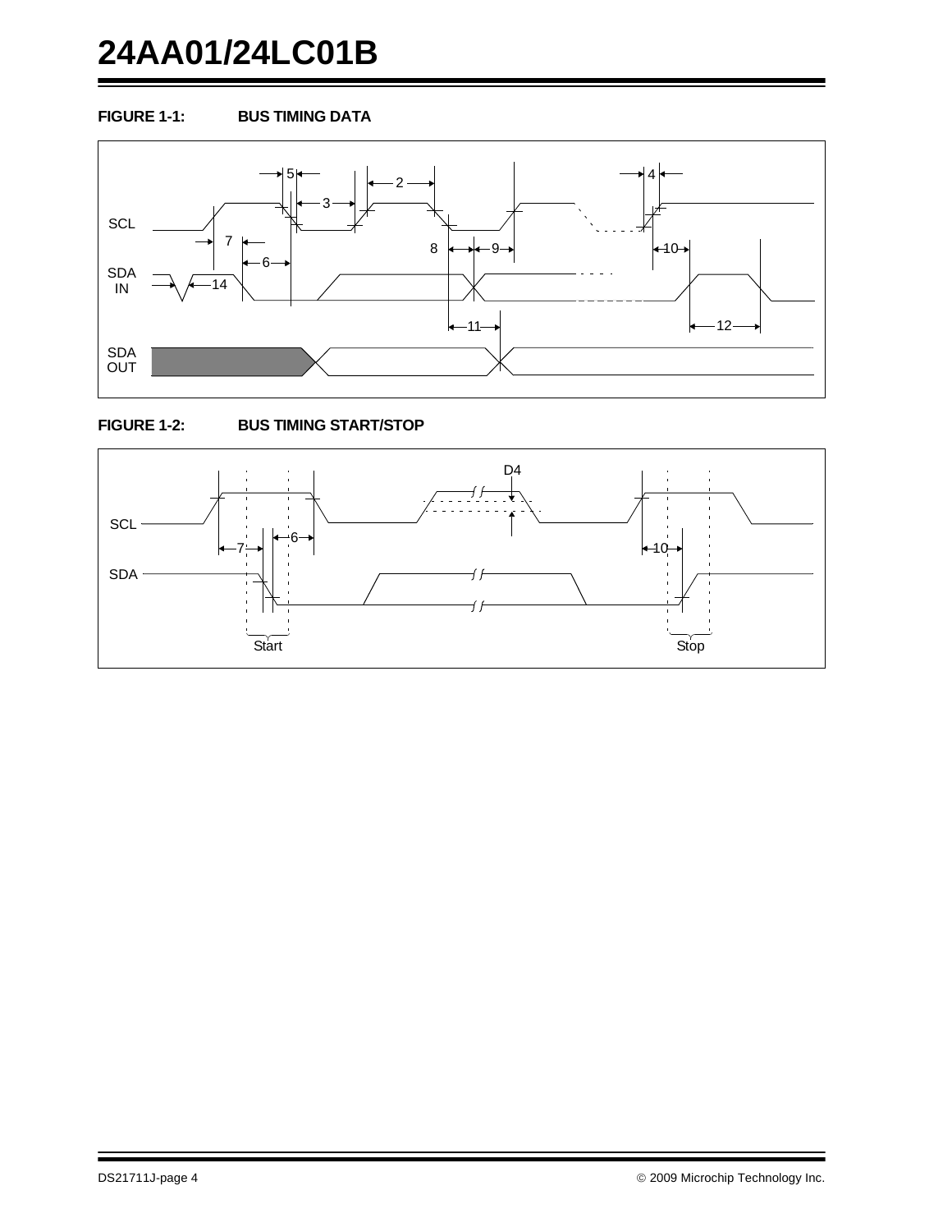**FIGURE 1-1: BUS TIMING DATA**

**FIGURE 1-2: BUS TIMING START/STOP**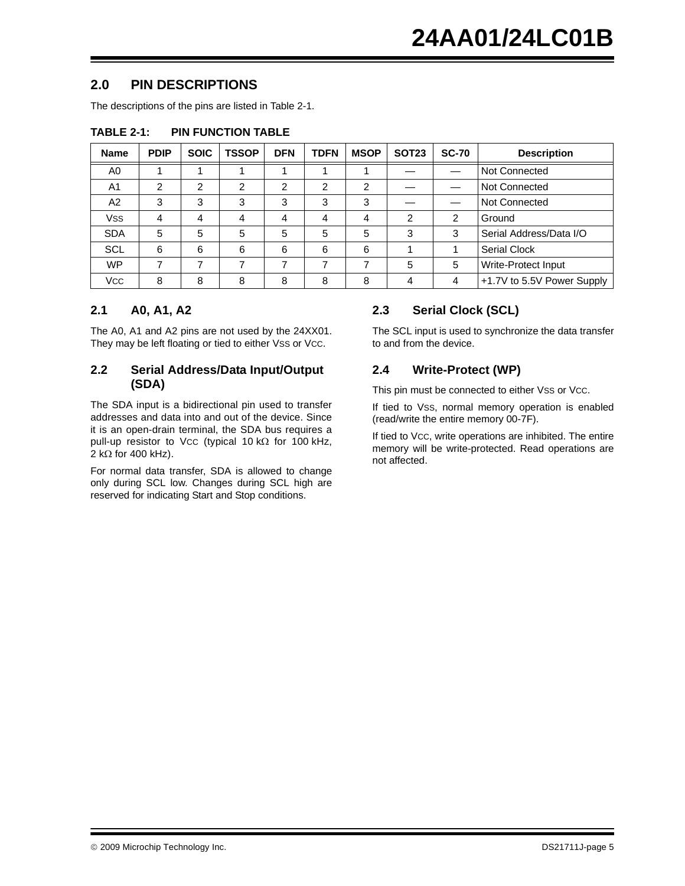## 2.0 PIN DESCRIPTIONS

The descriptions of the pins are listed in Table 2-1.

**TABLE 2-1: PIN FUNCTION TABLE**

| Name | PDIP | SOIC | TSSOP | DFN | TDFN | MSOP | SOT23 | SC-70 | Description |
|---|---|---|---|---|---|---|---|---|---|
| A0 | 1 | 1 | 1 | 1 | 1 | 1 | — | — | Not Connected |
| A1 | 2 | 2 | 2 | 2 | 2 | 2 | — | — | Not Connected |
| A2 | 3 | 3 | 3 | 3 | 3 | 3 | — | — | Not Connected |
| $V_{SS}$ | 4 | 4 | 4 | 4 | 4 | 4 | 2 | 2 | Ground |
| SDA | 5 | 5 | 5 | 5 | 5 | 5 | 3 | 3 | Serial Address/Data I/O |
| SCL | 6 | 6 | 6 | 6 | 6 | 6 | 1 | 1 | Serial Clock |
| WP | 7 | 7 | 7 | 7 | 7 | 7 | 5 | 5 | Write-Protect Input |
| $V_{CC}$ | 8 | 8 | 8 | 8 | 8 | 8 | 4 | 4 | +1.7V to 5.5V Power Supply |

### 2.1 A0, A1, A2

The A0, A1 and A2 pins are not used by the 24XX01. They may be left floating or tied to either $V_{SS}$ or $V_{CC}$.

### 2.2 Serial Address/Data Input/Output (SDA)

The SDA input is a bidirectional pin used to transfer addresses and data into and out of the device. Since it is an open-drain terminal, the SDA bus requires a pull-up resistor to $V_{CC}$ (typical 10 kΩ for 100 kHz, 2 kΩ for 400 kHz).

For normal data transfer, SDA is allowed to change only during SCL low. Changes during SCL high are reserved for indicating Start and Stop conditions.

### 2.3 Serial Clock (SCL)

The SCL input is used to synchronize the data transfer to and from the device.

### 2.4 Write-Protect (WP)

This pin must be connected to either $V_{SS}$ or $V_{CC}$.

If tied to $V_{SS}$, normal memory operation is enabled (read/write the entire memory 00-7F).

If tied to $V_{CC}$, write operations are inhibited. The entire memory will be write-protected. Read operations are not affected.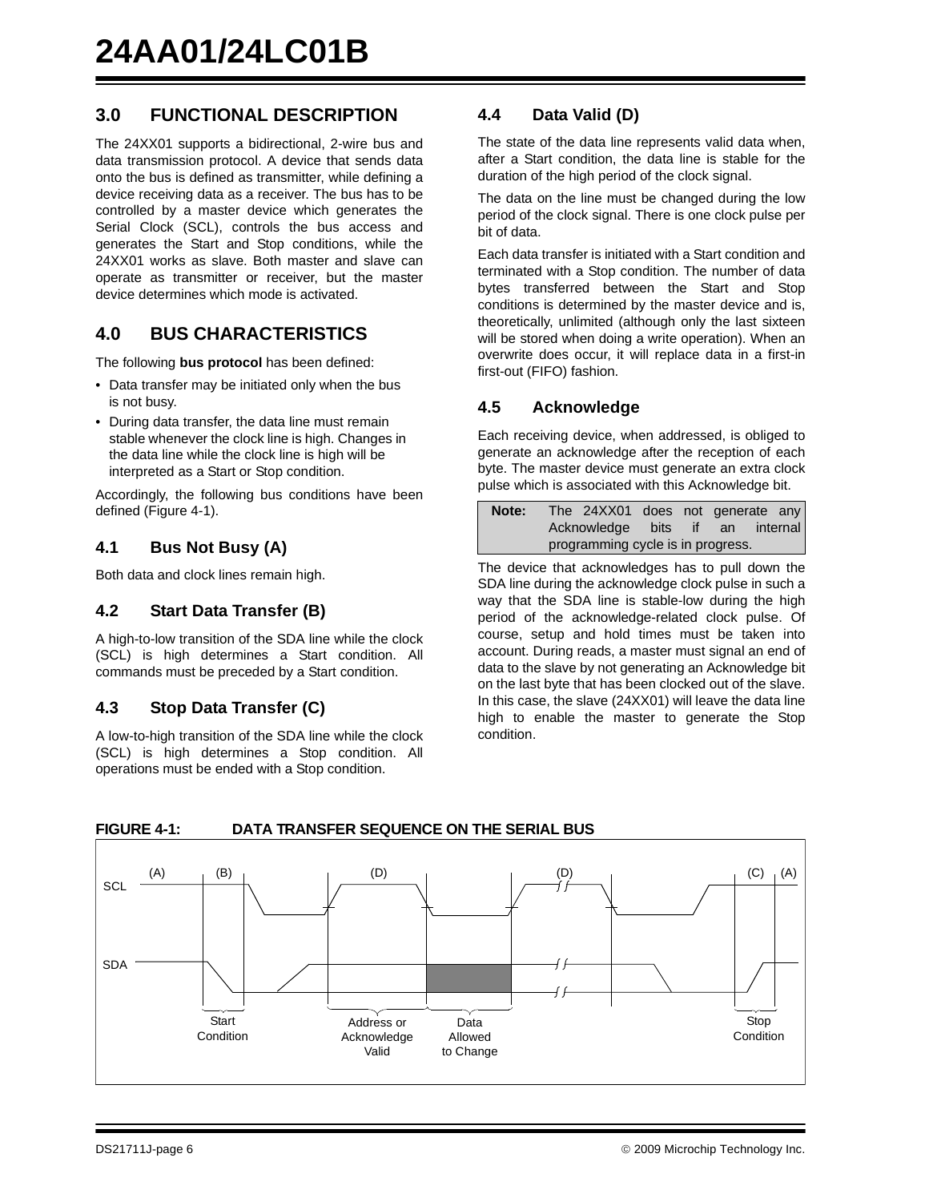## 3.0 FUNCTIONAL DESCRIPTION

The 24XX01 supports a bidirectional, 2-wire bus and data transmission protocol. A device that sends data onto the bus is defined as transmitter, while defining a device receiving data as a receiver. The bus has to be controlled by a master device which generates the Serial Clock (SCL), controls the bus access and generates the Start and Stop conditions, while the 24XX01 works as slave. Both master and slave can operate as transmitter or receiver, but the master device determines which mode is activated.

## 4.0 BUS CHARACTERISTICS

The following **bus protocol** has been defined:

- Data transfer may be initiated only when the bus is not busy.
- During data transfer, the data line must remain stable whenever the clock line is high. Changes in the data line while the clock line is high will be interpreted as a Start or Stop condition.

Accordingly, the following bus conditions have been defined (Figure 4-1).

### 4.1 Bus Not Busy (A)

Both data and clock lines remain high.

### 4.2 Start Data Transfer (B)

A high-to-low transition of the SDA line while the clock (SCL) is high determines a Start condition. All commands must be preceded by a Start condition.

### 4.3 Stop Data Transfer (C)

A low-to-high transition of the SDA line while the clock (SCL) is high determines a Stop condition. All operations must be ended with a Stop condition.

### 4.4 Data Valid (D)

The state of the data line represents valid data when, after a Start condition, the data line is stable for the duration of the high period of the clock signal.

The data on the line must be changed during the low period of the clock signal. There is one clock pulse per bit of data.

Each data transfer is initiated with a Start condition and terminated with a Stop condition. The number of data bytes transferred between the Start and Stop conditions is determined by the master device and is, theoretically, unlimited (although only the last sixteen will be stored when doing a write operation). When an overwrite does occur, it will replace data in a first-in first-out (FIFO) fashion.

### 4.5 Acknowledge

Each receiving device, when addressed, is obliged to generate an acknowledge after the reception of each byte. The master device must generate an extra clock pulse which is associated with this Acknowledge bit.

| **Note:** | The 24XX01 does not generate any Acknowledge bits if an internal programming cycle is in progress. |
|---|---|

The device that acknowledges has to pull down the SDA line during the acknowledge clock pulse in such a way that the SDA line is stable-low during the high period of the acknowledge-related clock pulse. Of course, setup and hold times must be taken into account. During reads, a master must signal an end of data to the slave by not generating an Acknowledge bit on the last byte that has been clocked out of the slave. In this case, the slave (24XX01) will leave the data line high to enable the master to generate the Stop condition.

**FIGURE 4-1: DATA TRANSFER SEQUENCE ON THE SERIAL BUS**

(A) (B) (D) (D) (C) (A)

SCL

SDA

Start Condition | Address or Acknowledge Valid | Data Allowed to Change | Stop Condition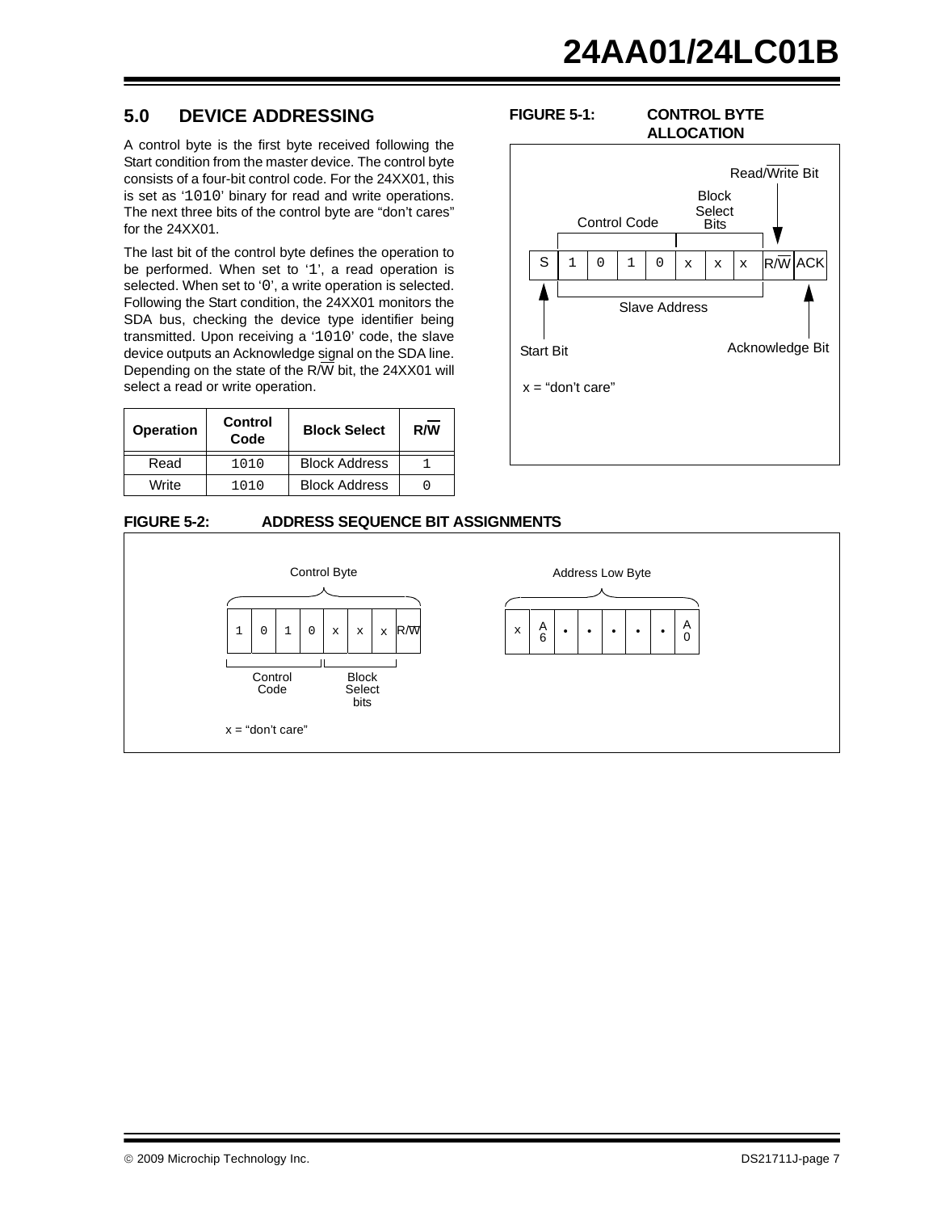## 5.0 DEVICE ADDRESSING

A control byte is the first byte received following the Start condition from the master device. The control byte consists of a four-bit control code. For the 24XX01, this is set as '1010' binary for read and write operations. The next three bits of the control byte are "don't cares" for the 24XX01.

The last bit of the control byte defines the operation to be performed. When set to '1', a read operation is selected. When set to '0', a write operation is selected. Following the Start condition, the 24XX01 monitors the SDA bus, checking the device type identifier being transmitted. Upon receiving a '1010' code, the slave device outputs an Acknowledge signal on the SDA line. Depending on the state of the R/$\overline{W}$ bit, the 24XX01 will select a read or write operation.

| Operation | Control Code | Block Select | R/$\overline{W}$ |
|---|---|---|---|
| Read | 1010 | Block Address | 1 |
| Write | 1010 | Block Address | 0 |

**FIGURE 5-1: CONTROL BYTE ALLOCATION**

| S | 1 | 0 | 1 | 0 | x | x | x | R/$\overline{W}$ | ACK |
|---|---|---|---|---|---|---|---|---|---|

Control Code (1010); Block Select Bits (x x x); Read/$\overline{Write}$ Bit; Slave Address; Start Bit; Acknowledge Bit

x = "don't care"

**FIGURE 5-2: ADDRESS SEQUENCE BIT ASSIGNMENTS**

Control Byte:

| 1 | 0 | 1 | 0 | x | x | x | R/$\overline{W}$ |
|---|---|---|---|---|---|---|---|

Control Code (1010); Block Select bits (x x x)

Address Low Byte:

| x | A6 | • | • | • | • | • | A0 |
|---|---|---|---|---|---|---|---|

x = "don't care"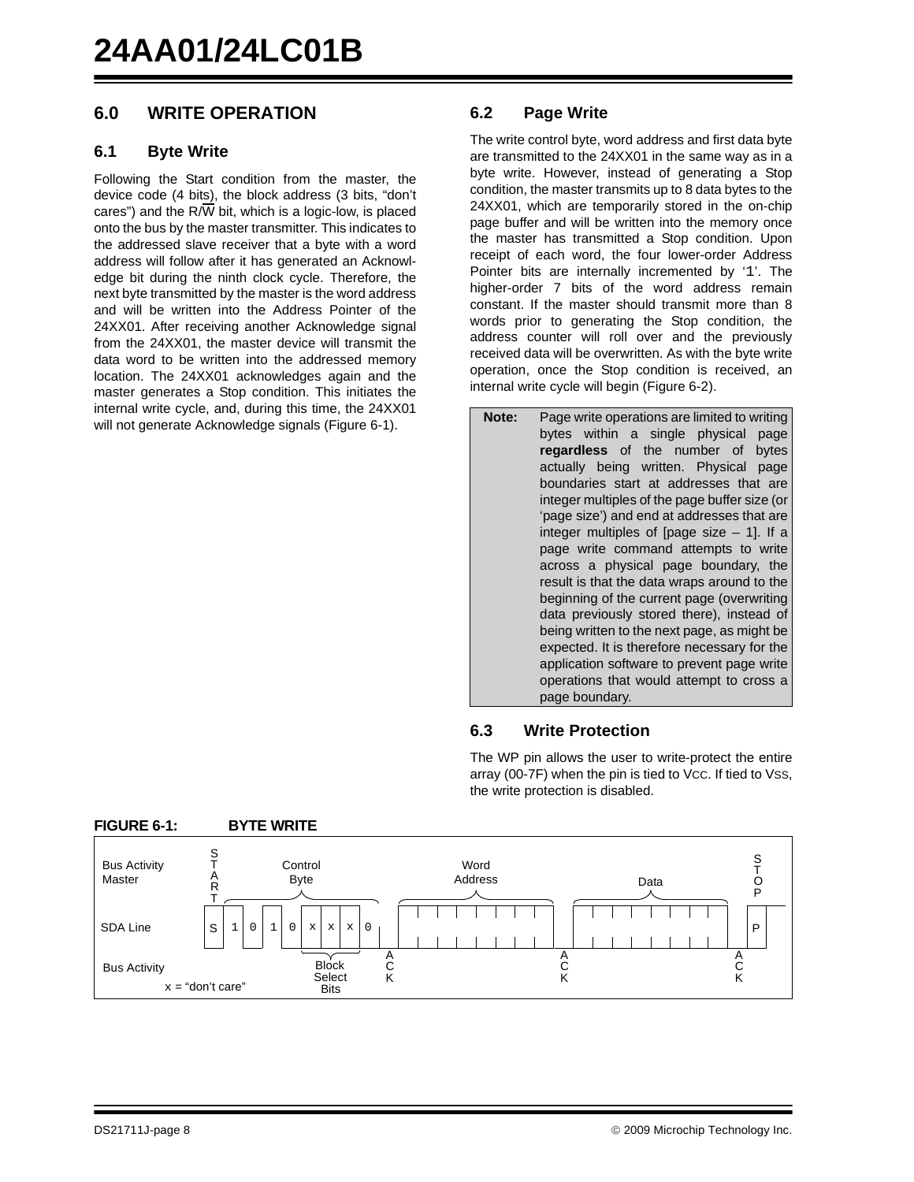## 6.0 WRITE OPERATION

### 6.1 Byte Write

Following the Start condition from the master, the device code (4 bits), the block address (3 bits, "don't cares") and the R/$\overline{W}$ bit, which is a logic-low, is placed onto the bus by the master transmitter. This indicates to the addressed slave receiver that a byte with a word address will follow after it has generated an Acknowledge bit during the ninth clock cycle. Therefore, the next byte transmitted by the master is the word address and will be written into the Address Pointer of the 24XX01. After receiving another Acknowledge signal from the 24XX01, the master device will transmit the data word to be written into the addressed memory location. The 24XX01 acknowledges again and the master generates a Stop condition. This initiates the internal write cycle, and, during this time, the 24XX01 will not generate Acknowledge signals (Figure 6-1).

### 6.2 Page Write

The write control byte, word address and first data byte are transmitted to the 24XX01 in the same way as in a byte write. However, instead of generating a Stop condition, the master transmits up to 8 data bytes to the 24XX01, which are temporarily stored in the on-chip page buffer and will be written into the memory once the master has transmitted a Stop condition. Upon receipt of each word, the four lower-order Address Pointer bits are internally incremented by '1'. The higher-order 7 bits of the word address remain constant. If the master should transmit more than 8 words prior to generating the Stop condition, the address counter will roll over and the previously received data will be overwritten. As with the byte write operation, once the Stop condition is received, an internal write cycle will begin (Figure 6-2).

> **Note:** Page write operations are limited to writing bytes within a single physical page **regardless** of the number of bytes actually being written. Physical page boundaries start at addresses that are integer multiples of the page buffer size (or 'page size') and end at addresses that are integer multiples of [page size – 1]. If a page write command attempts to write across a physical page boundary, the result is that the data wraps around to the beginning of the current page (overwriting data previously stored there), instead of being written to the next page, as might be expected. It is therefore necessary for the application software to prevent page write operations that would attempt to cross a page boundary.

### 6.3 Write Protection

The WP pin allows the user to write-protect the entire array (00-7F) when the pin is tied to $V_{CC}$. If tied to $V_{SS}$, the write protection is disabled.

**FIGURE 6-1: BYTE WRITE**

Bus Activity Master: START, Control Byte, Word Address, Data, STOP

SDA Line: S 1 0 1 0 x x x 0 ... P

Bus Activity: Block Select Bits, ACK, ACK, ACK

x = "don't care"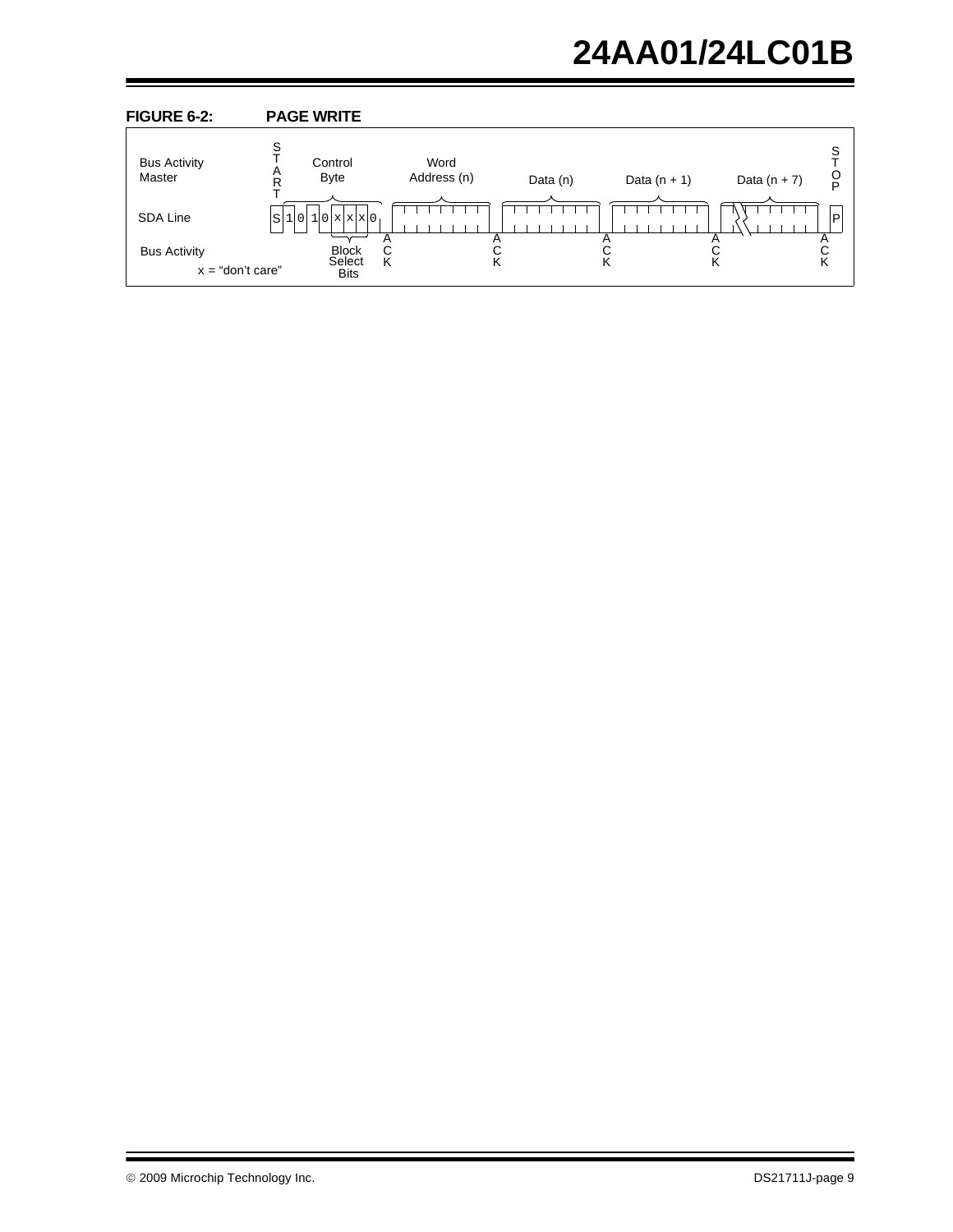**FIGURE 6-2: PAGE WRITE**

Bus Activity Master | START | Control Byte | Word Address (n) | Data (n) | Data (n + 1) | Data (n + 7) | STOP

SDA Line: S 1 0 1 0 x x x 0 ... P

Bus Activity: ACK ACK ACK ACK ACK

Block Select Bits

x = "don't care"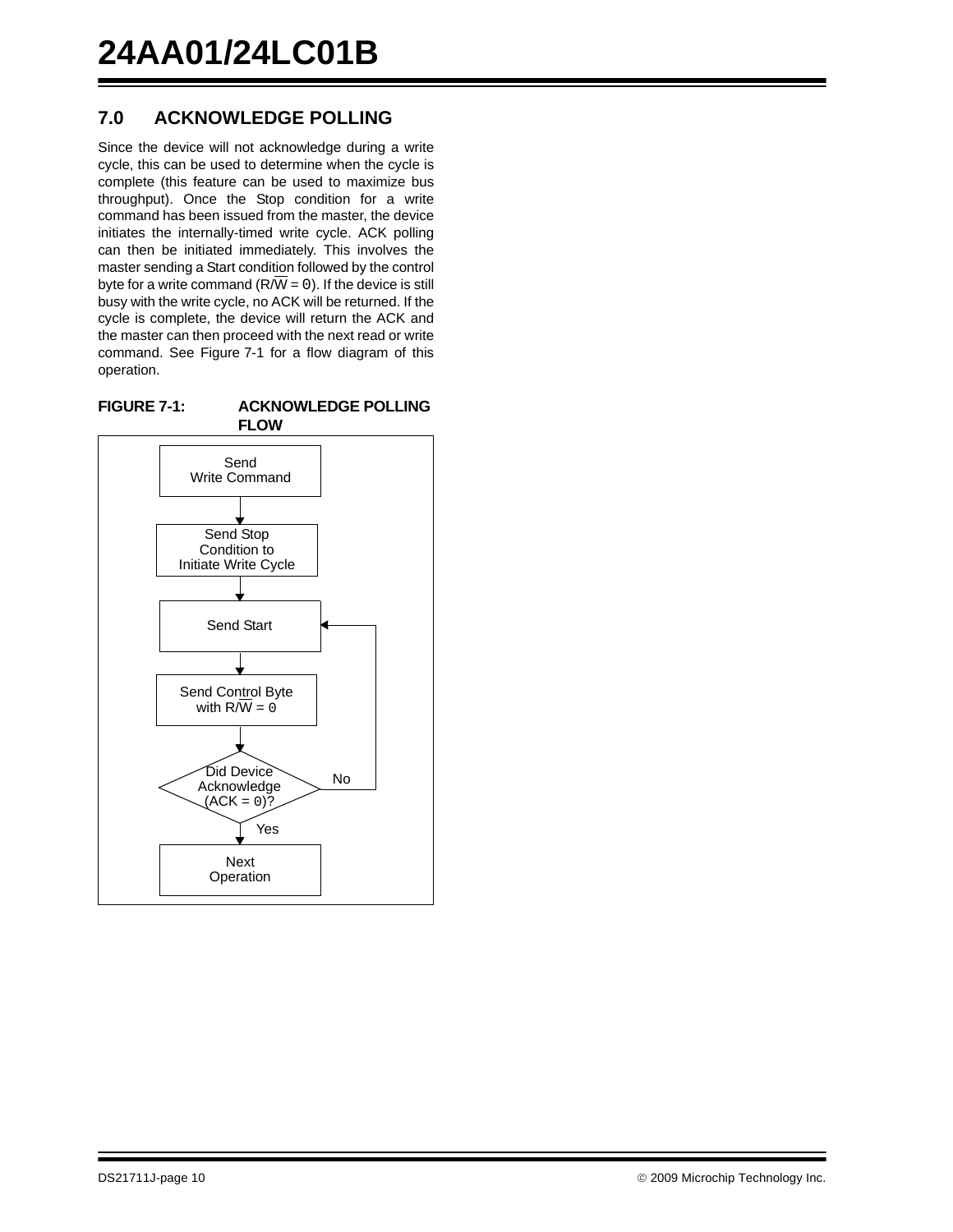## 7.0 ACKNOWLEDGE POLLING

Since the device will not acknowledge during a write cycle, this can be used to determine when the cycle is complete (this feature can be used to maximize bus throughput). Once the Stop condition for a write command has been issued from the master, the device initiates the internally-timed write cycle. ACK polling can then be initiated immediately. This involves the master sending a Start condition followed by the control byte for a write command (R/$\overline{W}$ = 0). If the device is still busy with the write cycle, no ACK will be returned. If the cycle is complete, the device will return the ACK and the master can then proceed with the next read or write command. See Figure 7-1 for a flow diagram of this operation.

**FIGURE 7-1: ACKNOWLEDGE POLLING FLOW**

Send Write Command

↓

Send Stop Condition to Initiate Write Cycle

↓

Send Start ←

↓

Send Control Byte with R/$\overline{W}$ = 0

↓

Did Device Acknowledge (ACK = 0)? — No → (return to Send Start)

↓ Yes

Next Operation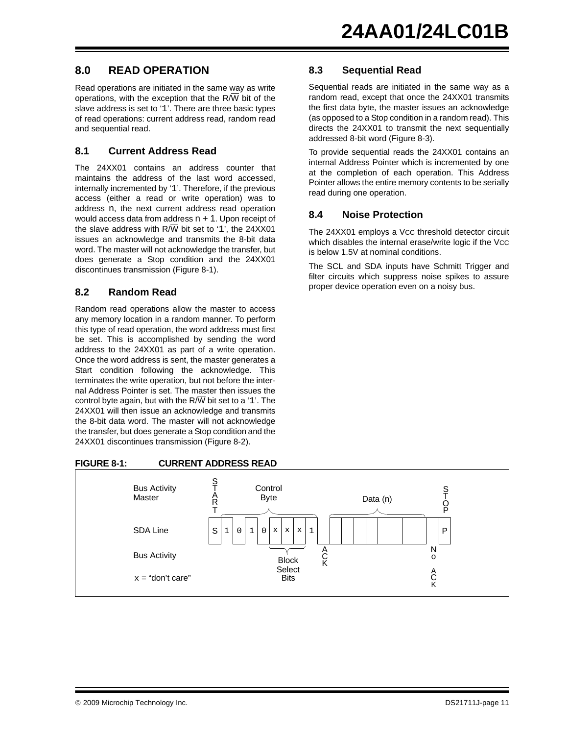## 8.0 READ OPERATION

Read operations are initiated in the same way as write operations, with the exception that the R/$\overline{W}$ bit of the slave address is set to '1'. There are three basic types of read operations: current address read, random read and sequential read.

### 8.1 Current Address Read

The 24XX01 contains an address counter that maintains the address of the last word accessed, internally incremented by '1'. Therefore, if the previous access (either a read or write operation) was to address n, the next current address read operation would access data from address n + 1. Upon receipt of the slave address with R/$\overline{W}$ bit set to '1', the 24XX01 issues an acknowledge and transmits the 8-bit data word. The master will not acknowledge the transfer, but does generate a Stop condition and the 24XX01 discontinues transmission (Figure 8-1).

### 8.2 Random Read

Random read operations allow the master to access any memory location in a random manner. To perform this type of read operation, the word address must first be set. This is accomplished by sending the word address to the 24XX01 as part of a write operation. Once the word address is sent, the master generates a Start condition following the acknowledge. This terminates the write operation, but not before the internal Address Pointer is set. The master then issues the control byte again, but with the R/$\overline{W}$ bit set to a '1'. The 24XX01 will then issue an acknowledge and transmits the 8-bit data word. The master will not acknowledge the transfer, but does generate a Stop condition and the 24XX01 discontinues transmission (Figure 8-2).

### 8.3 Sequential Read

Sequential reads are initiated in the same way as a random read, except that once the 24XX01 transmits the first data byte, the master issues an acknowledge (as opposed to a Stop condition in a random read). This directs the 24XX01 to transmit the next sequentially addressed 8-bit word (Figure 8-3).

To provide sequential reads the 24XX01 contains an internal Address Pointer which is incremented by one at the completion of each operation. This Address Pointer allows the entire memory contents to be serially read during one operation.

### 8.4 Noise Protection

The 24XX01 employs a VCC threshold detector circuit which disables the internal erase/write logic if the VCC is below 1.5V at nominal conditions.

The SCL and SDA inputs have Schmitt Trigger and filter circuits which suppress noise spikes to assure proper device operation even on a noisy bus.

**FIGURE 8-1: CURRENT ADDRESS READ**

| | START | Control Byte | | | | | | | | | Data (n) | STOP |
|---|---|---|---|---|---|---|---|---|---|---|---|---|
| Bus Activity Master | START | | | | | | | | | | Data (n) | STOP |
| SDA Line | S | 1 | 0 | 1 | 0 | x | x | x | 1 | | | P |
| Bus Activity | | | | | | Block Select Bits | | | | ACK | | No ACK |

x = "don't care"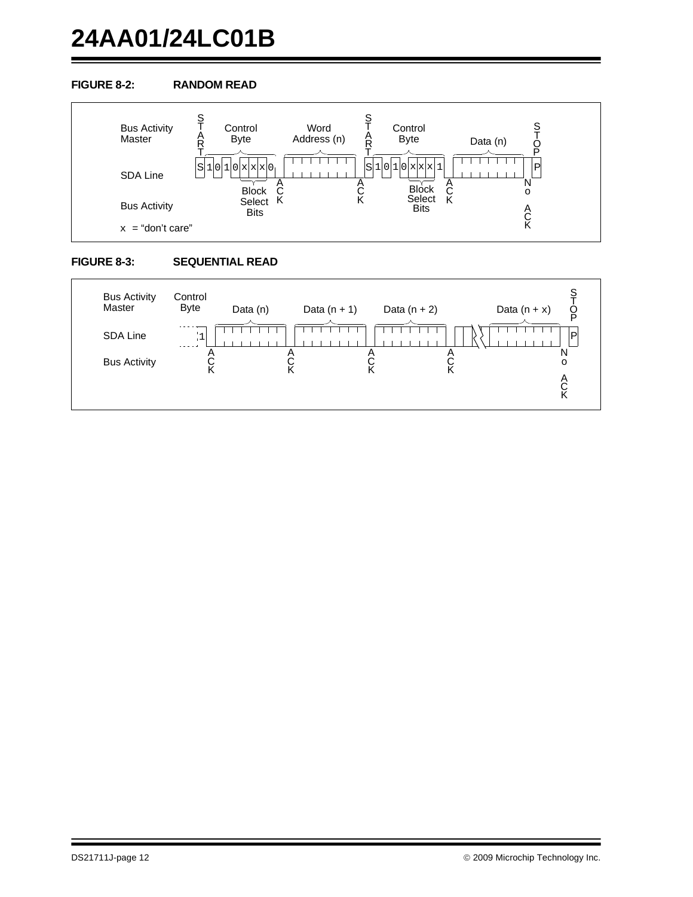**FIGURE 8-2: RANDOM READ**

| Bus Activity Master | START | Control Byte | | Word Address (n) | | START | Control Byte | | Data (n) | STOP |
|---|---|---|---|---|---|---|---|---|---|---|
| SDA Line | S | 1 0 1 0 x x x 0 | | | | S | 1 0 1 0 x x x 1 | | | P |
| Bus Activity | | Block Select Bits | ACK | | ACK | | Block Select Bits | ACK | | No ACK |

x = "don't care"

**FIGURE 8-3: SEQUENTIAL READ**

| Bus Activity Master | Control Byte | Data (n) | Data (n + 1) | Data (n + 2) | Data (n + x) | STOP |
|---|---|---|---|---|---|---|
| SDA Line | 1 | | | | | P |
| Bus Activity | ACK | ACK | ACK | ACK | | No ACK |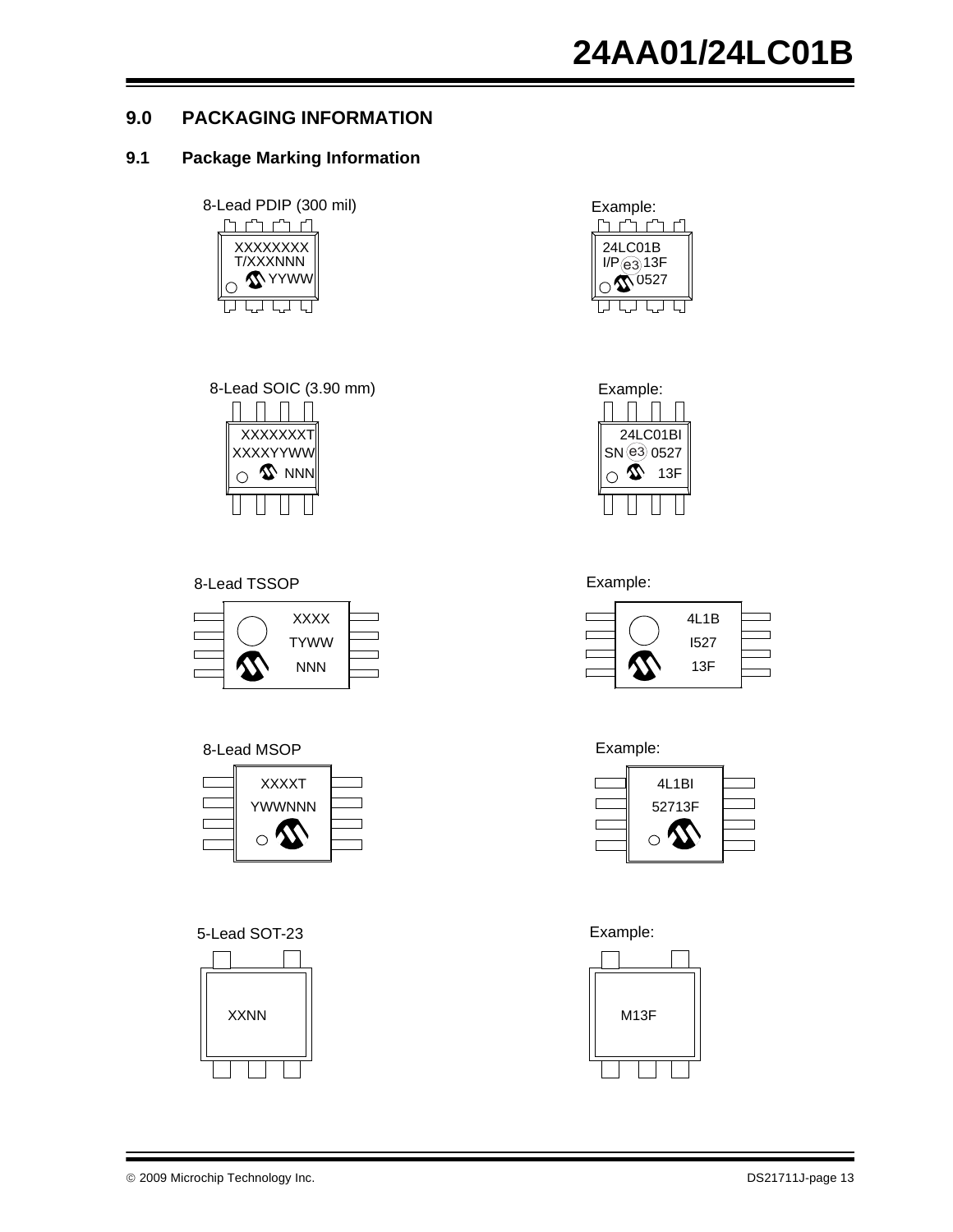## 9.0 PACKAGING INFORMATION

### 9.1 Package Marking Information

8-Lead PDIP (300 mil)

XXXXXXXX
T/XXXNNN
YYWW

Example:

24LC01B
I/P e3 13F
0527

8-Lead SOIC (3.90 mm)

XXXXXXXT
XXXXYYWW
NNN

Example:

24LC01BI
SN e3 0527
13F

8-Lead TSSOP

XXXX
TYWW
NNN

Example:

4L1B
I527
13F

8-Lead MSOP

XXXXT
YWWNNN

Example:

4L1BI
52713F

5-Lead SOT-23

XXNN

Example:

M13F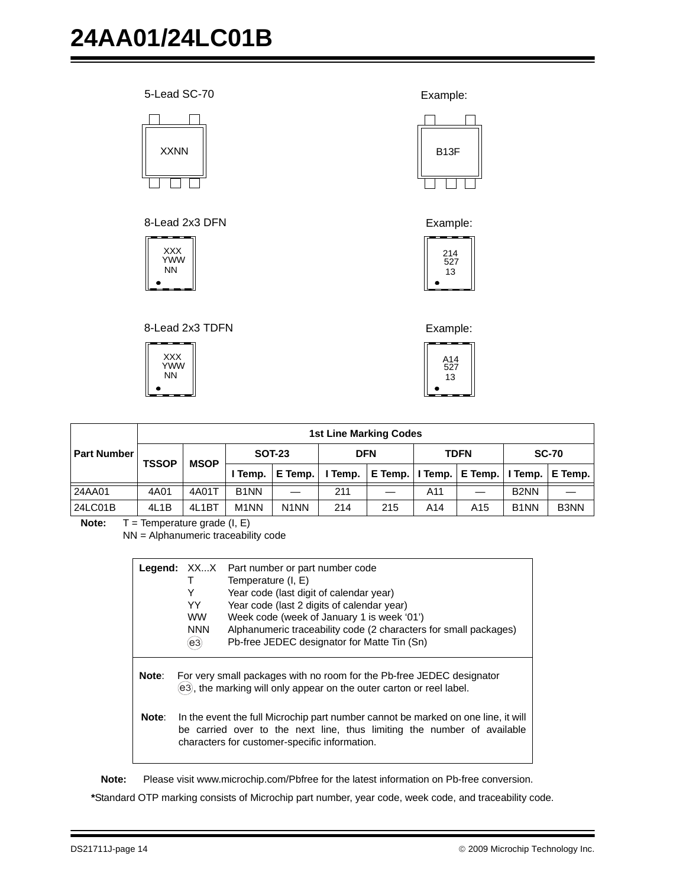5-Lead SC-70

XXNN

Example:

B13F

8-Lead 2x3 DFN

XXX
YWW
NN

Example:

214
527
13

8-Lead 2x3 TDFN

XXX
YWW
NN

Example:

A14
527
13

| Part Number | 1st Line Marking Codes | | | | | | | | | |
|---|---|---|---|---|---|---|---|---|---|---|
| | TSSOP | MSOP | SOT-23 | | DFN | | TDFN | | SC-70 | |
| | | | I Temp. | E Temp. | I Temp. | E Temp. | I Temp. | E Temp. | I Temp. | E Temp. |
| 24AA01 | 4A01 | 4A01T | B1NN | — | 211 | — | A11 | — | B2NN | — |
| 24LC01B | 4L1B | 4L1BT | M1NN | N1NN | 214 | 215 | A14 | A15 | B1NN | B3NN |

**Note:** T = Temperature grade (I, E)
NN = Alphanumeric traceability code

**Legend:**
- XX...X Part number or part number code
- T Temperature (I, E)
- Y Year code (last digit of calendar year)
- YY Year code (last 2 digits of calendar year)
- WW Week code (week of January 1 is week '01')
- NNN Alphanumeric traceability code (2 characters for small packages)
- (e3) Pb-free JEDEC designator for Matte Tin (Sn)

**Note**: For very small packages with no room for the Pb-free JEDEC designator (e3), the marking will only appear on the outer carton or reel label.

**Note**: In the event the full Microchip part number cannot be marked on one line, it will be carried over to the next line, thus limiting the number of available characters for customer-specific information.

**Note:** Please visit www.microchip.com/Pbfree for the latest information on Pb-free conversion.

***Standard OTP marking consists of Microchip part number, year code, week code, and traceability code.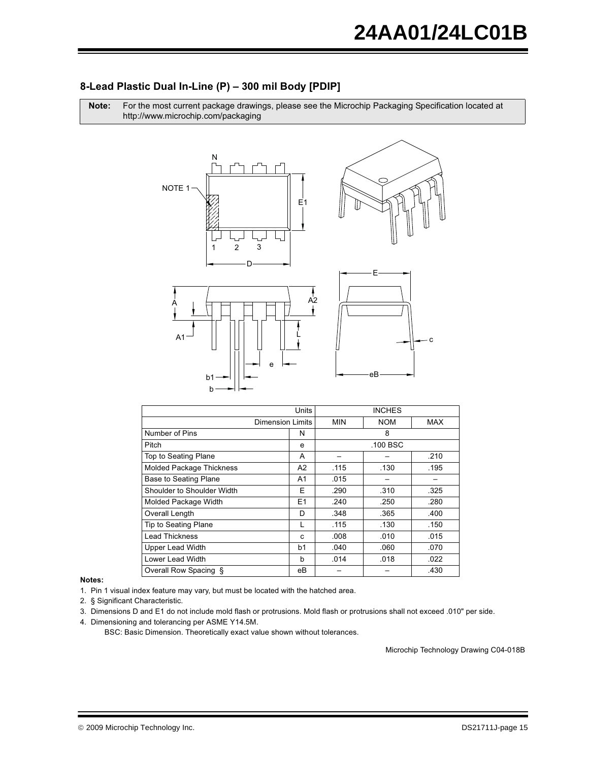## 8-Lead Plastic Dual In-Line (P) – 300 mil Body [PDIP]

**Note:** For the most current package drawings, please see the Microchip Packaging Specification located at http://www.microchip.com/packaging

| Units | | INCHES | | |
|---|---|---|---|---|
| Dimension Limits | | MIN | NOM | MAX |
| Number of Pins | N | | 8 | |
| Pitch | e | | .100 BSC | |
| Top to Seating Plane | A | – | – | .210 |
| Molded Package Thickness | A2 | .115 | .130 | .195 |
| Base to Seating Plane | A1 | .015 | – | – |
| Shoulder to Shoulder Width | E | .290 | .310 | .325 |
| Molded Package Width | E1 | .240 | .250 | .280 |
| Overall Length | D | .348 | .365 | .400 |
| Tip to Seating Plane | L | .115 | .130 | .150 |
| Lead Thickness | c | .008 | .010 | .015 |
| Upper Lead Width | b1 | .040 | .060 | .070 |
| Lower Lead Width | b | .014 | .018 | .022 |
| Overall Row Spacing § | eB | – | – | .430 |

**Notes:**

1. Pin 1 visual index feature may vary, but must be located with the hatched area.
2. § Significant Characteristic.
3. Dimensions D and E1 do not include mold flash or protrusions. Mold flash or protrusions shall not exceed .010" per side.
4. Dimensioning and tolerancing per ASME Y14.5M.

   BSC: Basic Dimension. Theoretically exact value shown without tolerances.

Microchip Technology Drawing C04-018B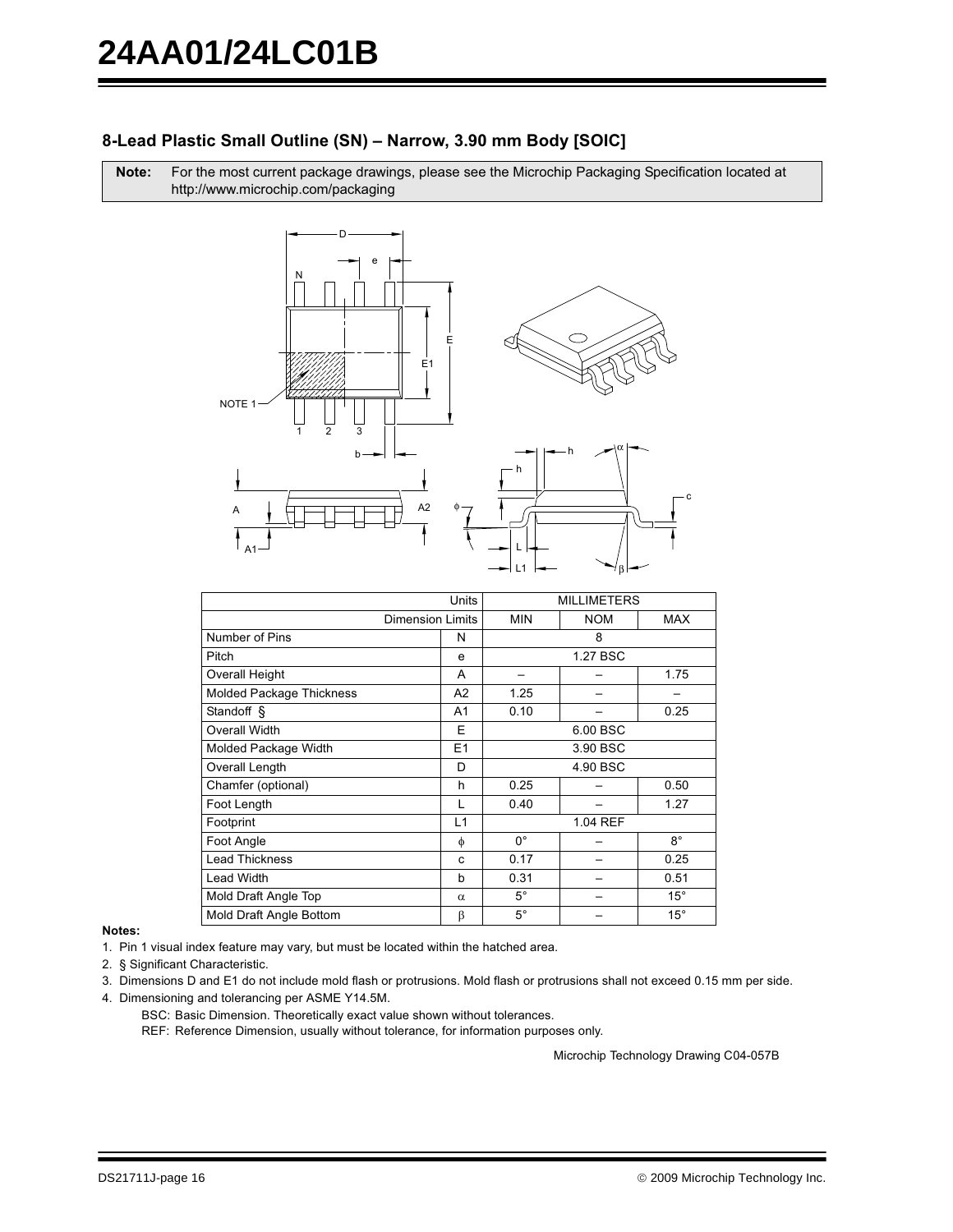## 8-Lead Plastic Small Outline (SN) – Narrow, 3.90 mm Body [SOIC]

**Note:** For the most current package drawings, please see the Microchip Packaging Specification located at http://www.microchip.com/packaging

| Units | | MILLIMETERS | | |
|---|---|---|---|---|
| Dimension Limits | | MIN | NOM | MAX |
| Number of Pins | N | | 8 | |
| Pitch | e | | 1.27 BSC | |
| Overall Height | A | – | – | 1.75 |
| Molded Package Thickness | A2 | 1.25 | – | – |
| Standoff § | A1 | 0.10 | – | 0.25 |
| Overall Width | E | | 6.00 BSC | |
| Molded Package Width | E1 | | 3.90 BSC | |
| Overall Length | D | | 4.90 BSC | |
| Chamfer (optional) | h | 0.25 | – | 0.50 |
| Foot Length | L | 0.40 | – | 1.27 |
| Footprint | L1 | | 1.04 REF | |
| Foot Angle | φ | 0° | – | 8° |
| Lead Thickness | c | 0.17 | – | 0.25 |
| Lead Width | b | 0.31 | – | 0.51 |
| Mold Draft Angle Top | α | 5° | – | 15° |
| Mold Draft Angle Bottom | β | 5° | – | 15° |

**Notes:**

1. Pin 1 visual index feature may vary, but must be located within the hatched area.
2. § Significant Characteristic.
3. Dimensions D and E1 do not include mold flash or protrusions. Mold flash or protrusions shall not exceed 0.15 mm per side.
4. Dimensioning and tolerancing per ASME Y14.5M.

   BSC: Basic Dimension. Theoretically exact value shown without tolerances.

   REF: Reference Dimension, usually without tolerance, for information purposes only.

Microchip Technology Drawing C04-057B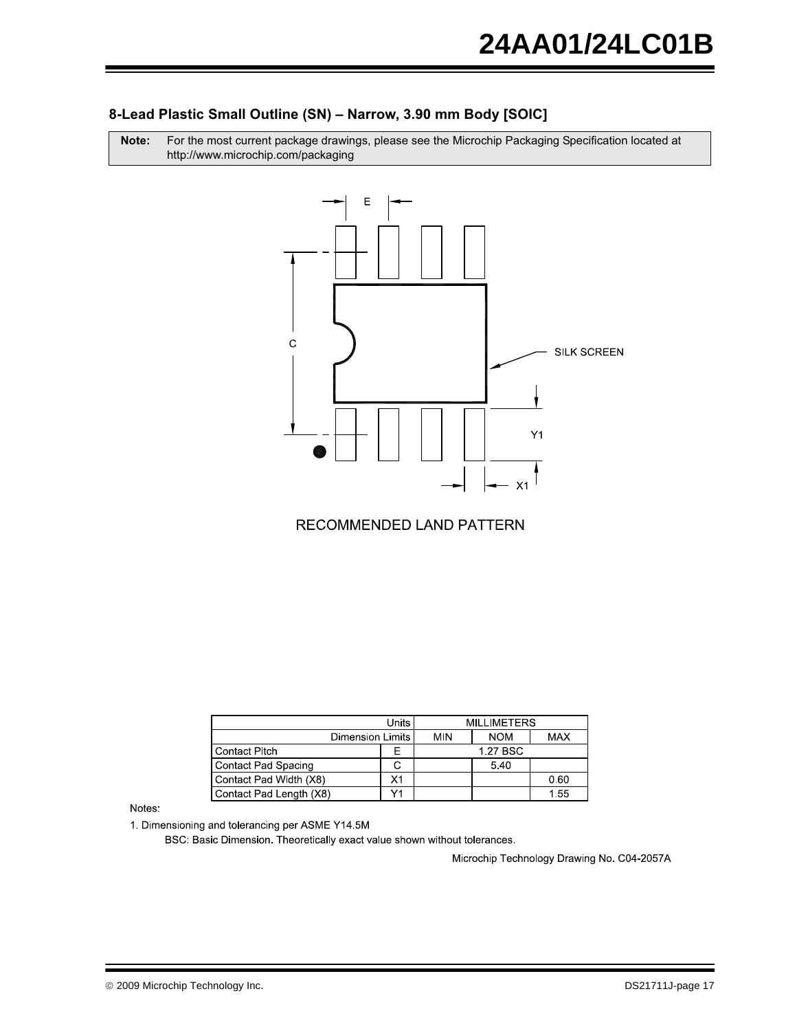### 8-Lead Plastic Small Outline (SN) – Narrow, 3.90 mm Body [SOIC]

**Note:** For the most current package drawings, please see the Microchip Packaging Specification located at http://www.microchip.com/packaging

RECOMMENDED LAND PATTERN

| Units | | MILLIMETERS | | |
|---|---|---|---|---|
| Dimension Limits | | MIN | NOM | MAX |
| Contact Pitch | E | | 1.27 BSC | |
| Contact Pad Spacing | C | | 5.40 | |
| Contact Pad Width (X8) | X1 | | | 0.60 |
| Contact Pad Length (X8) | Y1 | | | 1.55 |

Notes:

1. Dimensioning and tolerancing per ASME Y14.5M

   BSC: Basic Dimension. Theoretically exact value shown without tolerances.

Microchip Technology Drawing No. C04-2057A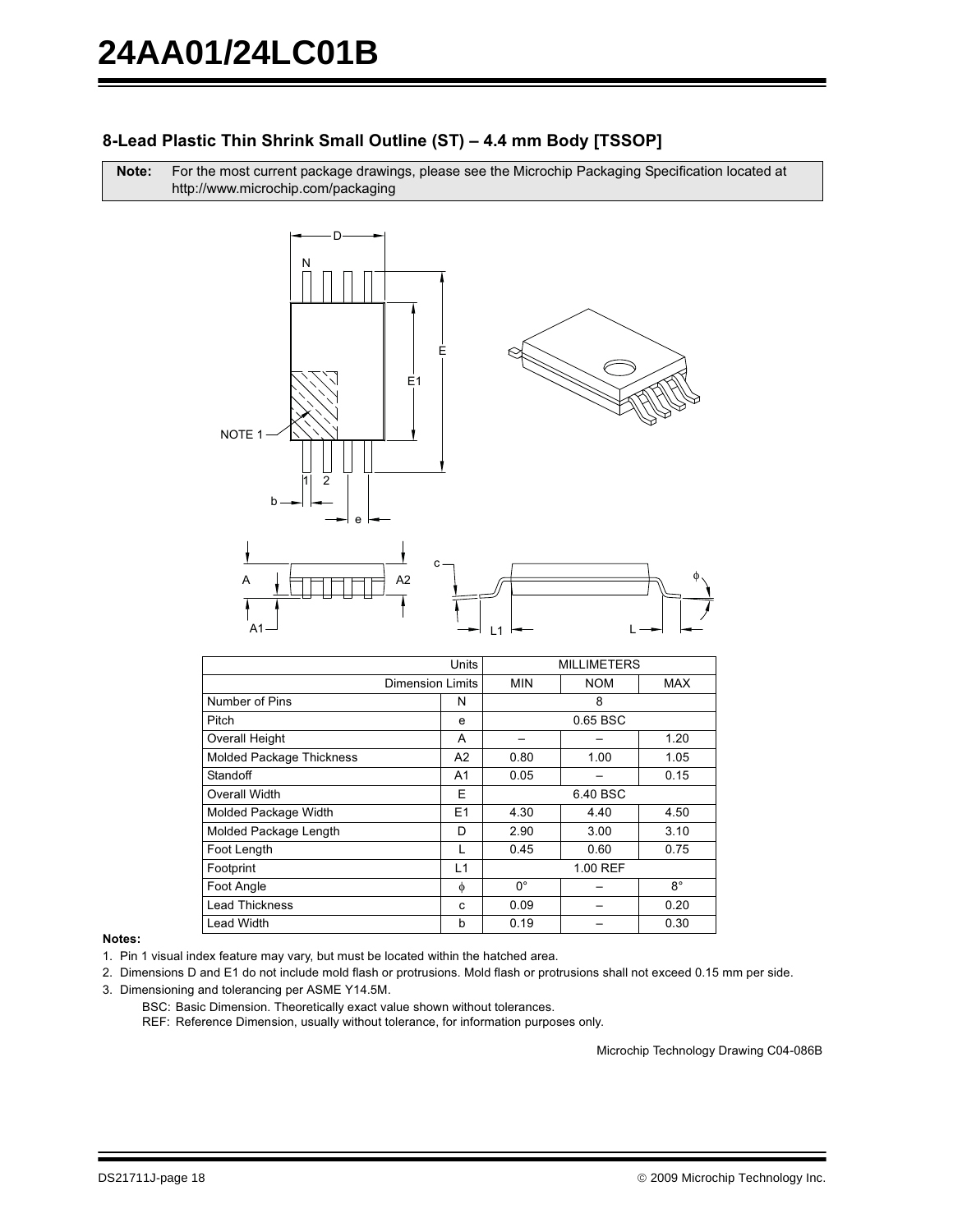## 8-Lead Plastic Thin Shrink Small Outline (ST) – 4.4 mm Body [TSSOP]

**Note:** For the most current package drawings, please see the Microchip Packaging Specification located at http://www.microchip.com/packaging

| Units | | MILLIMETERS | | |
|---|---|---|---|---|
| Dimension Limits | | MIN | NOM | MAX |
| Number of Pins | N | | 8 | |
| Pitch | e | | 0.65 BSC | |
| Overall Height | A | – | – | 1.20 |
| Molded Package Thickness | A2 | 0.80 | 1.00 | 1.05 |
| Standoff | A1 | 0.05 | – | 0.15 |
| Overall Width | E | | 6.40 BSC | |
| Molded Package Width | E1 | 4.30 | 4.40 | 4.50 |
| Molded Package Length | D | 2.90 | 3.00 | 3.10 |
| Foot Length | L | 0.45 | 0.60 | 0.75 |
| Footprint | L1 | | 1.00 REF | |
| Foot Angle | $\phi$ | 0° | – | 8° |
| Lead Thickness | c | 0.09 | – | 0.20 |
| Lead Width | b | 0.19 | – | 0.30 |

**Notes:**

1. Pin 1 visual index feature may vary, but must be located within the hatched area.
2. Dimensions D and E1 do not include mold flash or protrusions. Mold flash or protrusions shall not exceed 0.15 mm per side.
3. Dimensioning and tolerancing per ASME Y14.5M.

   BSC: Basic Dimension. Theoretically exact value shown without tolerances.

   REF: Reference Dimension, usually without tolerance, for information purposes only.

Microchip Technology Drawing C04-086B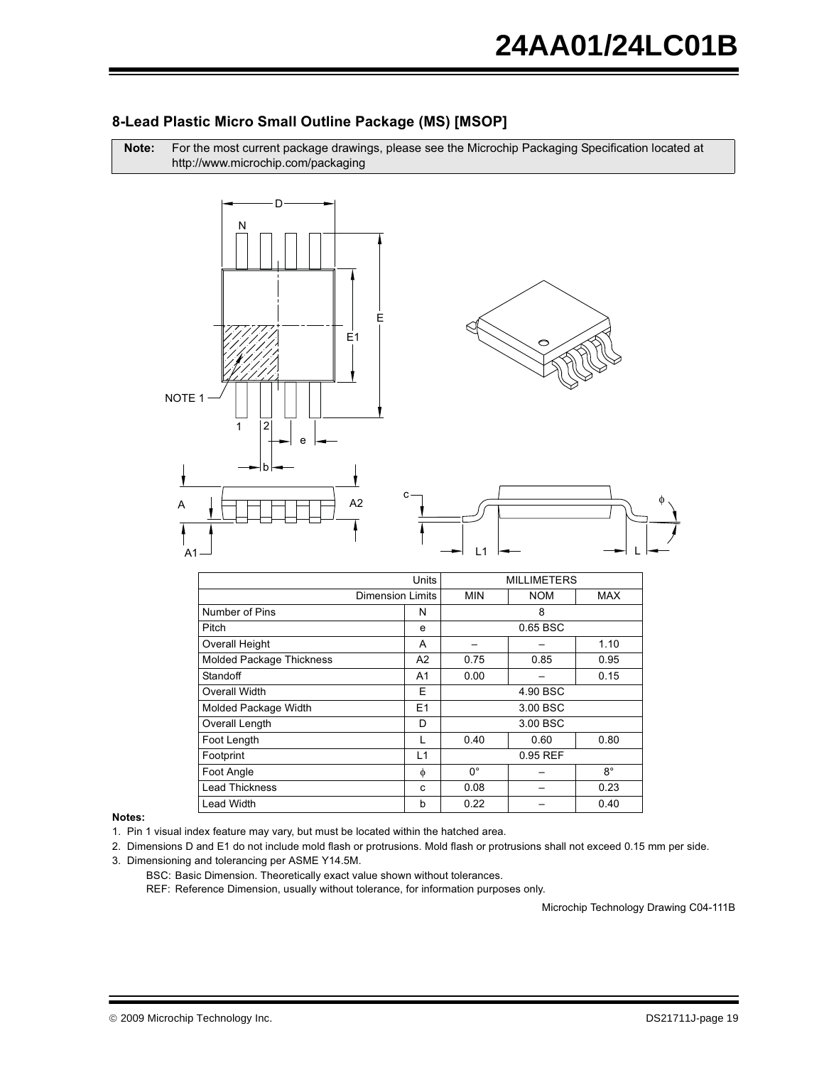## 8-Lead Plastic Micro Small Outline Package (MS) [MSOP]

**Note:** For the most current package drawings, please see the Microchip Packaging Specification located at http://www.microchip.com/packaging

| Units | | MILLIMETERS | | |
|---|---|---|---|---|
| Dimension Limits | | MIN | NOM | MAX |
| Number of Pins | N | | 8 | |
| Pitch | e | | 0.65 BSC | |
| Overall Height | A | – | – | 1.10 |
| Molded Package Thickness | A2 | 0.75 | 0.85 | 0.95 |
| Standoff | A1 | 0.00 | – | 0.15 |
| Overall Width | E | | 4.90 BSC | |
| Molded Package Width | E1 | | 3.00 BSC | |
| Overall Length | D | | 3.00 BSC | |
| Foot Length | L | 0.40 | 0.60 | 0.80 |
| Footprint | L1 | | 0.95 REF | |
| Foot Angle | ϕ | 0° | – | 8° |
| Lead Thickness | c | 0.08 | – | 0.23 |
| Lead Width | b | 0.22 | – | 0.40 |

**Notes:**

1. Pin 1 visual index feature may vary, but must be located within the hatched area.
2. Dimensions D and E1 do not include mold flash or protrusions. Mold flash or protrusions shall not exceed 0.15 mm per side.
3. Dimensioning and tolerancing per ASME Y14.5M.

   BSC: Basic Dimension. Theoretically exact value shown without tolerances.

   REF: Reference Dimension, usually without tolerance, for information purposes only.

Microchip Technology Drawing C04-111B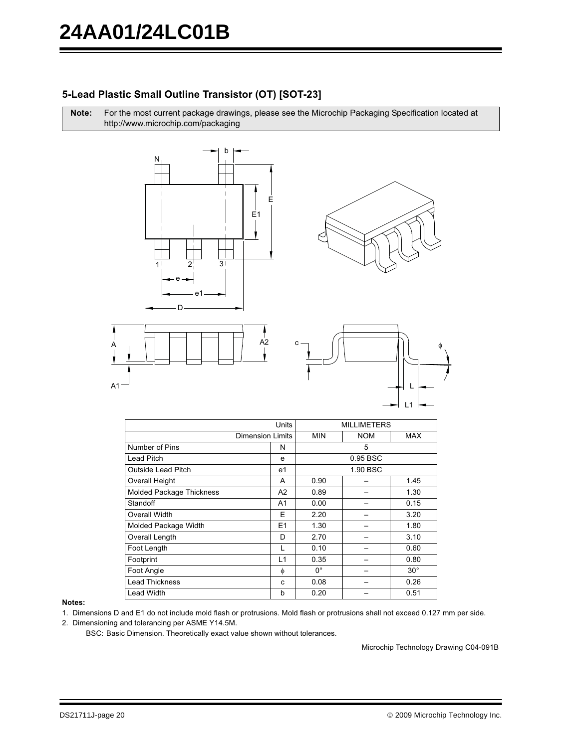## 5-Lead Plastic Small Outline Transistor (OT) [SOT-23]

**Note:** For the most current package drawings, please see the Microchip Packaging Specification located at http://www.microchip.com/packaging

| Units | | MILLIMETERS | | |
|---|---|---|---|---|
| Dimension Limits | | MIN | NOM | MAX |
| Number of Pins | N | | 5 | |
| Lead Pitch | e | | 0.95 BSC | |
| Outside Lead Pitch | e1 | | 1.90 BSC | |
| Overall Height | A | 0.90 | – | 1.45 |
| Molded Package Thickness | A2 | 0.89 | – | 1.30 |
| Standoff | A1 | 0.00 | – | 0.15 |
| Overall Width | E | 2.20 | – | 3.20 |
| Molded Package Width | E1 | 1.30 | – | 1.80 |
| Overall Length | D | 2.70 | – | 3.10 |
| Foot Length | L | 0.10 | – | 0.60 |
| Footprint | L1 | 0.35 | – | 0.80 |
| Foot Angle | φ | 0° | – | 30° |
| Lead Thickness | c | 0.08 | – | 0.26 |
| Lead Width | b | 0.20 | – | 0.51 |

**Notes:**

1. Dimensions D and E1 do not include mold flash or protrusions. Mold flash or protrusions shall not exceed 0.127 mm per side.
2. Dimensioning and tolerancing per ASME Y14.5M.

   BSC: Basic Dimension. Theoretically exact value shown without tolerances.

Microchip Technology Drawing C04-091B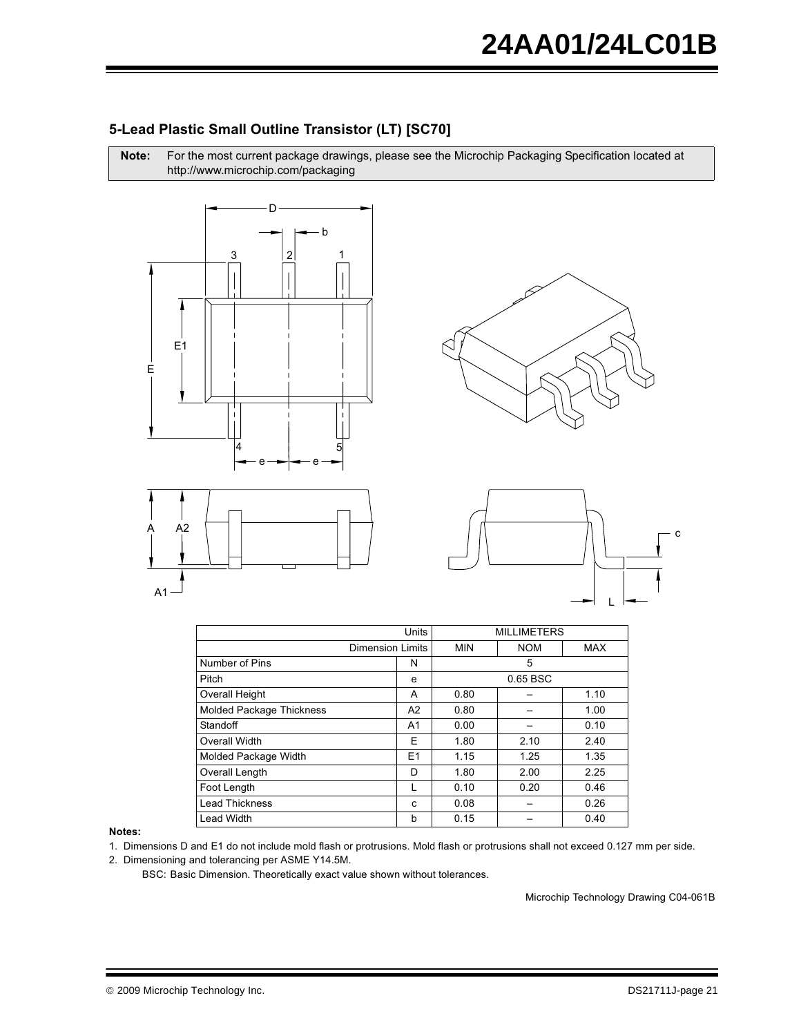## 5-Lead Plastic Small Outline Transistor (LT) [SC70]

**Note:** For the most current package drawings, please see the Microchip Packaging Specification located at http://www.microchip.com/packaging

| Units | | MILLIMETERS | | |
|---|---|---|---|---|
| Dimension Limits | | MIN | NOM | MAX |
| Number of Pins | N | | 5 | |
| Pitch | e | | 0.65 BSC | |
| Overall Height | A | 0.80 | – | 1.10 |
| Molded Package Thickness | A2 | 0.80 | – | 1.00 |
| Standoff | A1 | 0.00 | – | 0.10 |
| Overall Width | E | 1.80 | 2.10 | 2.40 |
| Molded Package Width | E1 | 1.15 | 1.25 | 1.35 |
| Overall Length | D | 1.80 | 2.00 | 2.25 |
| Foot Length | L | 0.10 | 0.20 | 0.46 |
| Lead Thickness | c | 0.08 | – | 0.26 |
| Lead Width | b | 0.15 | – | 0.40 |

**Notes:**

1. Dimensions D and E1 do not include mold flash or protrusions. Mold flash or protrusions shall not exceed 0.127 mm per side.
2. Dimensioning and tolerancing per ASME Y14.5M.

   BSC: Basic Dimension. Theoretically exact value shown without tolerances.

Microchip Technology Drawing C04-061B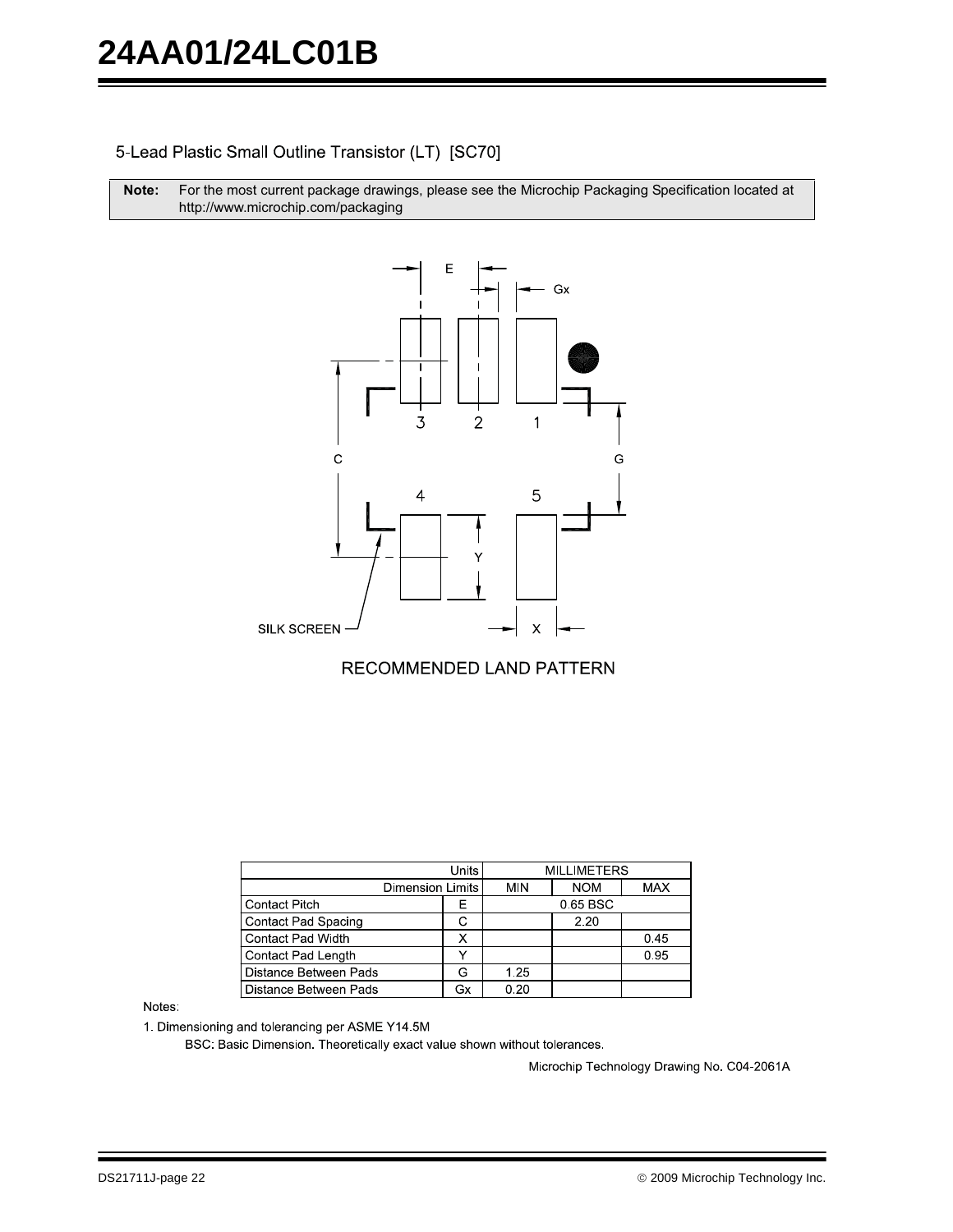## 5-Lead Plastic Small Outline Transistor (LT) [SC70]

| **Note:** | For the most current package drawings, please see the Microchip Packaging Specification located at http://www.microchip.com/packaging |
|---|---|

RECOMMENDED LAND PATTERN

| Units | | MILLIMETERS | | |
|---|---|---|---|---|
| Dimension Limits | | MIN | NOM | MAX |
| Contact Pitch | E | | 0.65 BSC | |
| Contact Pad Spacing | C | | 2.20 | |
| Contact Pad Width | X | | | 0.45 |
| Contact Pad Length | Y | | | 0.95 |
| Distance Between Pads | G | 1.25 | | |
| Distance Between Pads | Gx | 0.20 | | |

Notes:

1. Dimensioning and tolerancing per ASME Y14.5M

   BSC: Basic Dimension. Theoretically exact value shown without tolerances.

Microchip Technology Drawing No. C04-2061A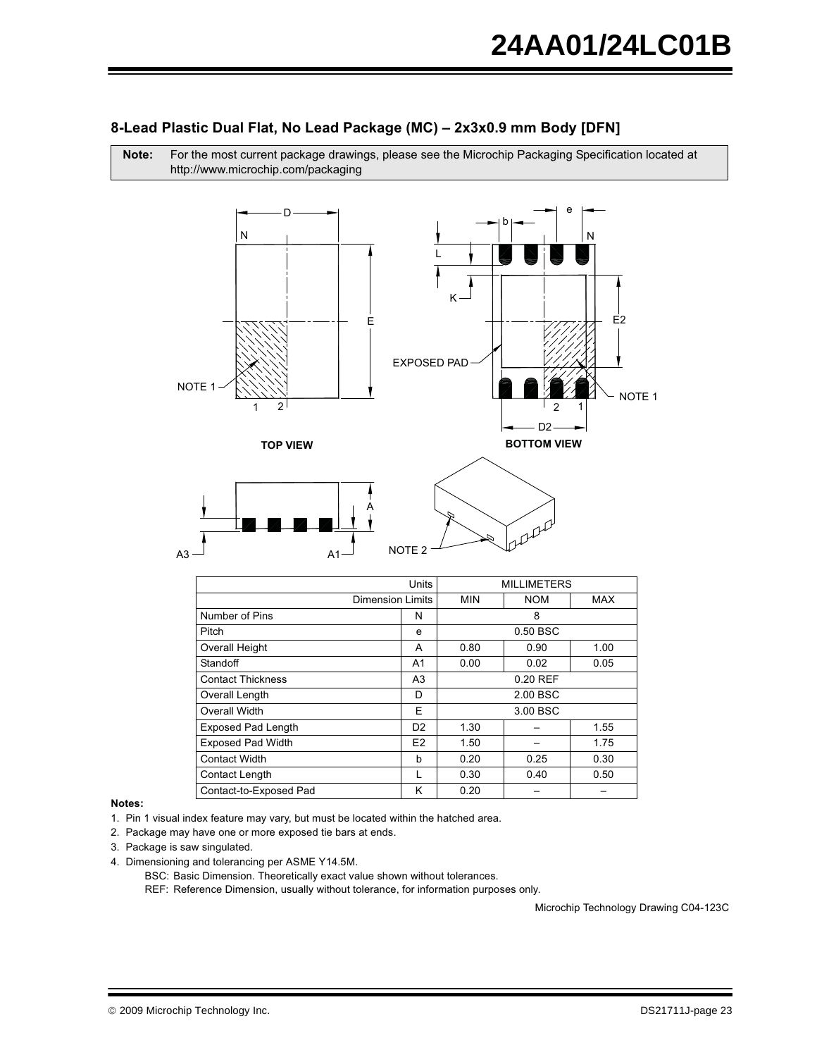## 8-Lead Plastic Dual Flat, No Lead Package (MC) – 2x3x0.9 mm Body [DFN]

| **Note:** | For the most current package drawings, please see the Microchip Packaging Specification located at http://www.microchip.com/packaging |
|---|---|

| Units | | MILLIMETERS | | |
|---|---|---|---|---|
| Dimension Limits | | MIN | NOM | MAX |
| Number of Pins | N | | 8 | |
| Pitch | e | | 0.50 BSC | |
| Overall Height | A | 0.80 | 0.90 | 1.00 |
| Standoff | A1 | 0.00 | 0.02 | 0.05 |
| Contact Thickness | A3 | | 0.20 REF | |
| Overall Length | D | | 2.00 BSC | |
| Overall Width | E | | 3.00 BSC | |
| Exposed Pad Length | D2 | 1.30 | – | 1.55 |
| Exposed Pad Width | E2 | 1.50 | – | 1.75 |
| Contact Width | b | 0.20 | 0.25 | 0.30 |
| Contact Length | L | 0.30 | 0.40 | 0.50 |
| Contact-to-Exposed Pad | K | 0.20 | – | – |

**Notes:**

1. Pin 1 visual index feature may vary, but must be located within the hatched area.
2. Package may have one or more exposed tie bars at ends.
3. Package is saw singulated.
4. Dimensioning and tolerancing per ASME Y14.5M.

   BSC: Basic Dimension. Theoretically exact value shown without tolerances.

   REF: Reference Dimension, usually without tolerance, for information purposes only.

Microchip Technology Drawing C04-123C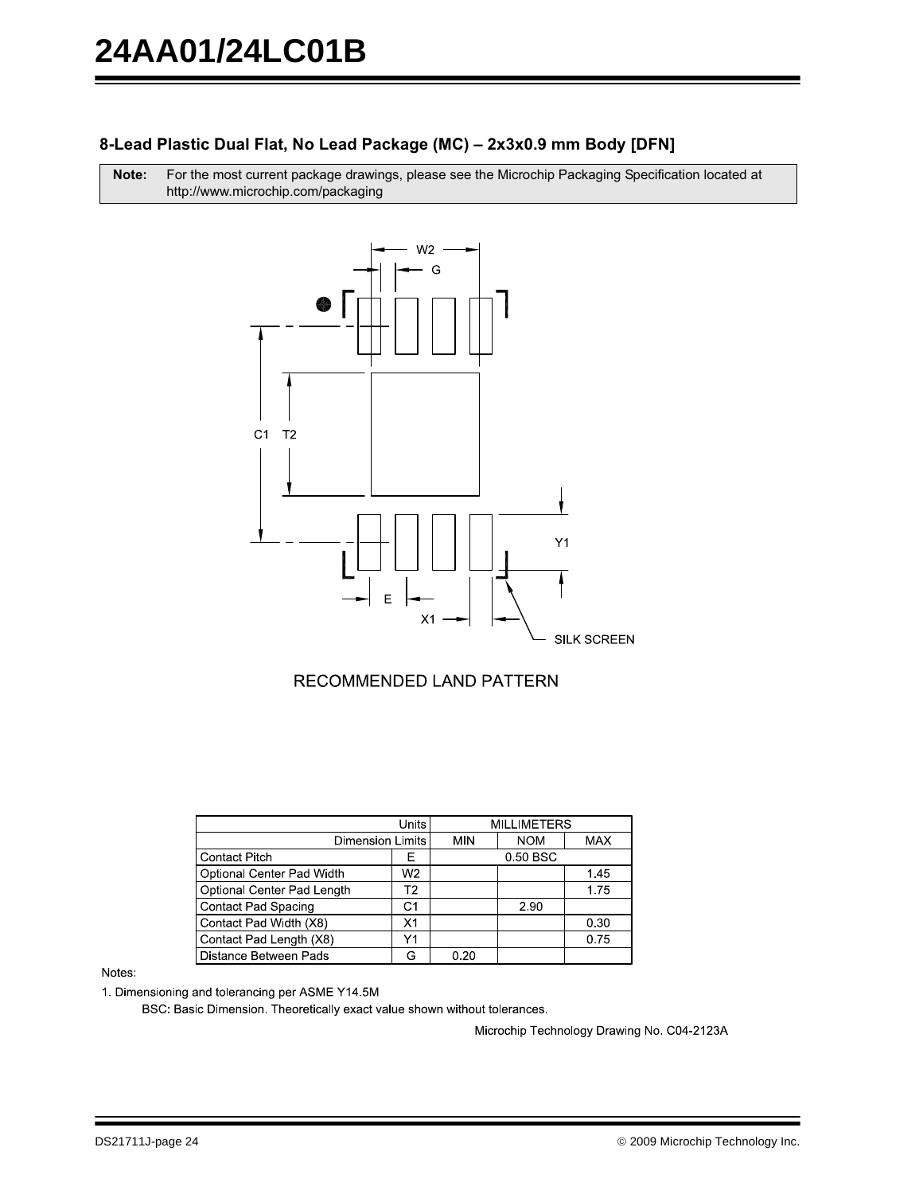### 8-Lead Plastic Dual Flat, No Lead Package (MC) – 2x3x0.9 mm Body [DFN]

| **Note:** | For the most current package drawings, please see the Microchip Packaging Specification located at http://www.microchip.com/packaging |
|---|---|

RECOMMENDED LAND PATTERN

| Units | | MILLIMETERS | | |
|---|---|---|---|---|
| Dimension Limits | | MIN | NOM | MAX |
| Contact Pitch | E | 0.50 BSC | | |
| Optional Center Pad Width | W2 | | | 1.45 |
| Optional Center Pad Length | T2 | | | 1.75 |
| Contact Pad Spacing | C1 | | 2.90 | |
| Contact Pad Width (X8) | X1 | | | 0.30 |
| Contact Pad Length (X8) | Y1 | | | 0.75 |
| Distance Between Pads | G | 0.20 | | |

Notes:

1. Dimensioning and tolerancing per ASME Y14.5M

   BSC: Basic Dimension. Theoretically exact value shown without tolerances.

Microchip Technology Drawing No. C04-2123A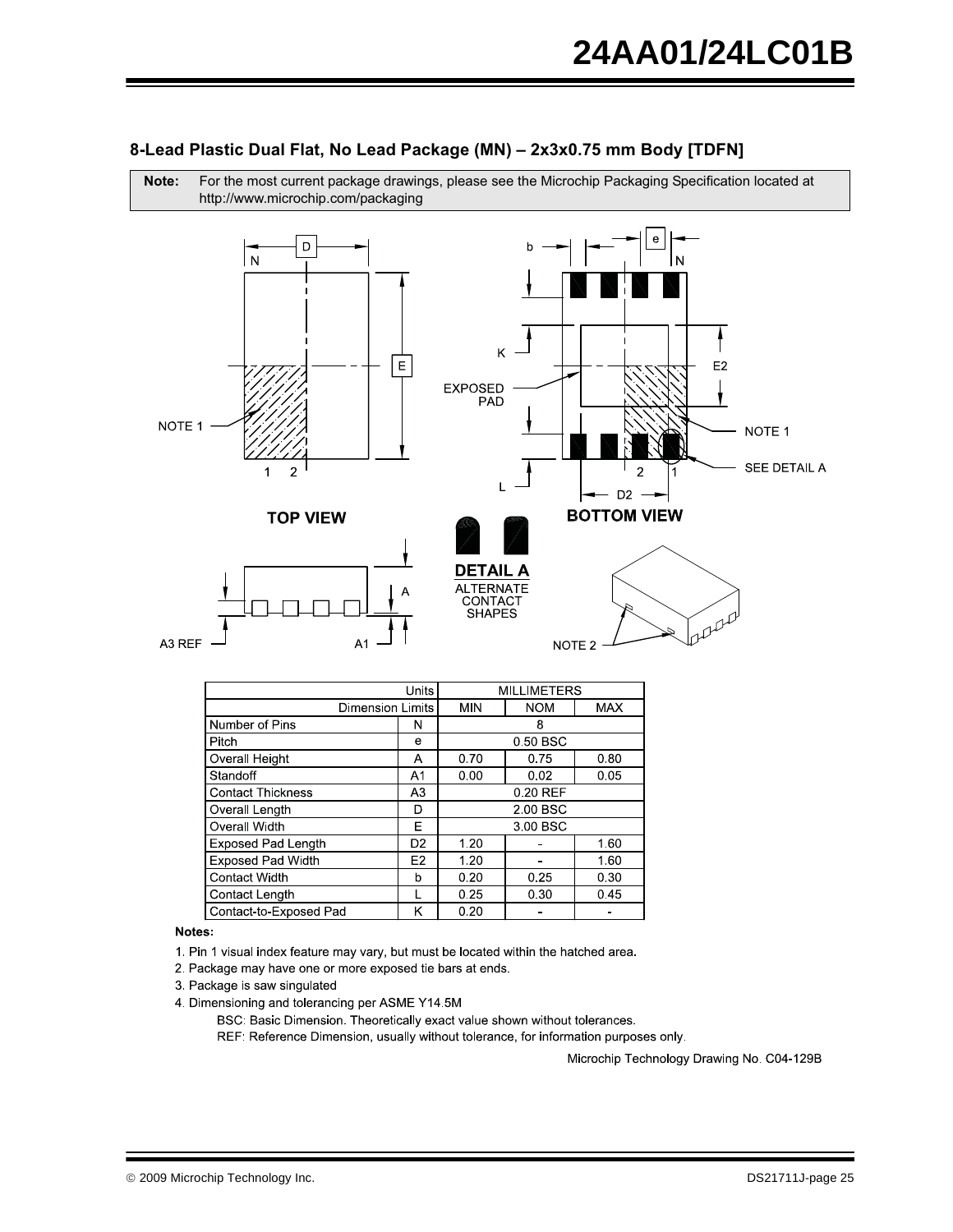### 8-Lead Plastic Dual Flat, No Lead Package (MN) – 2x3x0.75 mm Body [TDFN]

**Note:** For the most current package drawings, please see the Microchip Packaging Specification located at http://www.microchip.com/packaging

| Units | | MILLIMETERS | | |
|---|---|---|---|---|
| Dimension Limits | | MIN | NOM | MAX |
| Number of Pins | N | | 8 | |
| Pitch | e | | 0.50 BSC | |
| Overall Height | A | 0.70 | 0.75 | 0.80 |
| Standoff | A1 | 0.00 | 0.02 | 0.05 |
| Contact Thickness | A3 | | 0.20 REF | |
| Overall Length | D | | 2.00 BSC | |
| Overall Width | E | | 3.00 BSC | |
| Exposed Pad Length | D2 | 1.20 | - | 1.60 |
| Exposed Pad Width | E2 | 1.20 | - | 1.60 |
| Contact Width | b | 0.20 | 0.25 | 0.30 |
| Contact Length | L | 0.25 | 0.30 | 0.45 |
| Contact-to-Exposed Pad | K | 0.20 | - | - |

**Notes:**

1. Pin 1 visual index feature may vary, but must be located within the hatched area.
2. Package may have one or more exposed tie bars at ends.
3. Package is saw singulated
4. Dimensioning and tolerancing per ASME Y14.5M

   BSC: Basic Dimension. Theoretically exact value shown without tolerances.

   REF: Reference Dimension, usually without tolerance, for information purposes only.

Microchip Technology Drawing No. C04-129B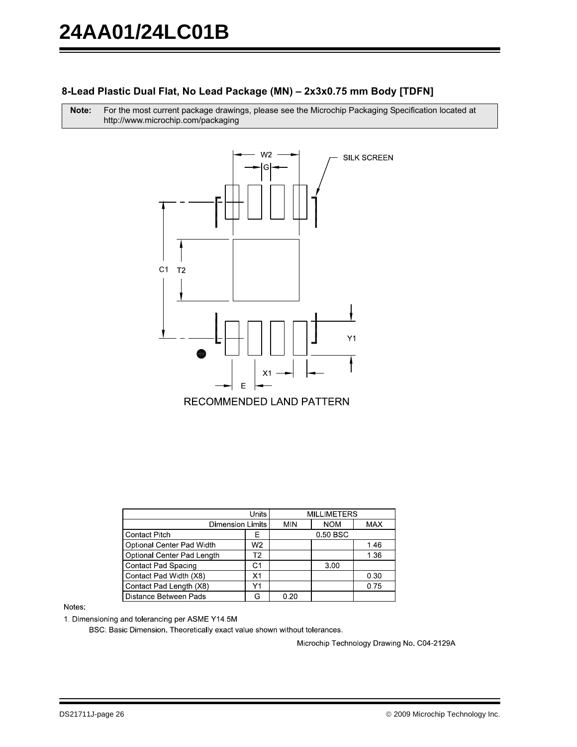## 8-Lead Plastic Dual Flat, No Lead Package (MN) – 2x3x0.75 mm Body [TDFN]

**Note:** For the most current package drawings, please see the Microchip Packaging Specification located at http://www.microchip.com/packaging

RECOMMENDED LAND PATTERN

| Units | | MILLIMETERS | | |
|---|---|---|---|---|
| Dimension Limits | | MIN | NOM | MAX |
| Contact Pitch | E | 0.50 BSC | | |
| Optional Center Pad Width | W2 | | | 1.46 |
| Optional Center Pad Length | T2 | | | 1.36 |
| Contact Pad Spacing | C1 | | 3.00 | |
| Contact Pad Width (X8) | X1 | | | 0.30 |
| Contact Pad Length (X8) | Y1 | | | 0.75 |
| Distance Between Pads | G | 0.20 | | |

Notes:

1. Dimensioning and tolerancing per ASME Y14.5M

   BSC: Basic Dimension. Theoretically exact value shown without tolerances.

Microchip Technology Drawing No. C04-2129A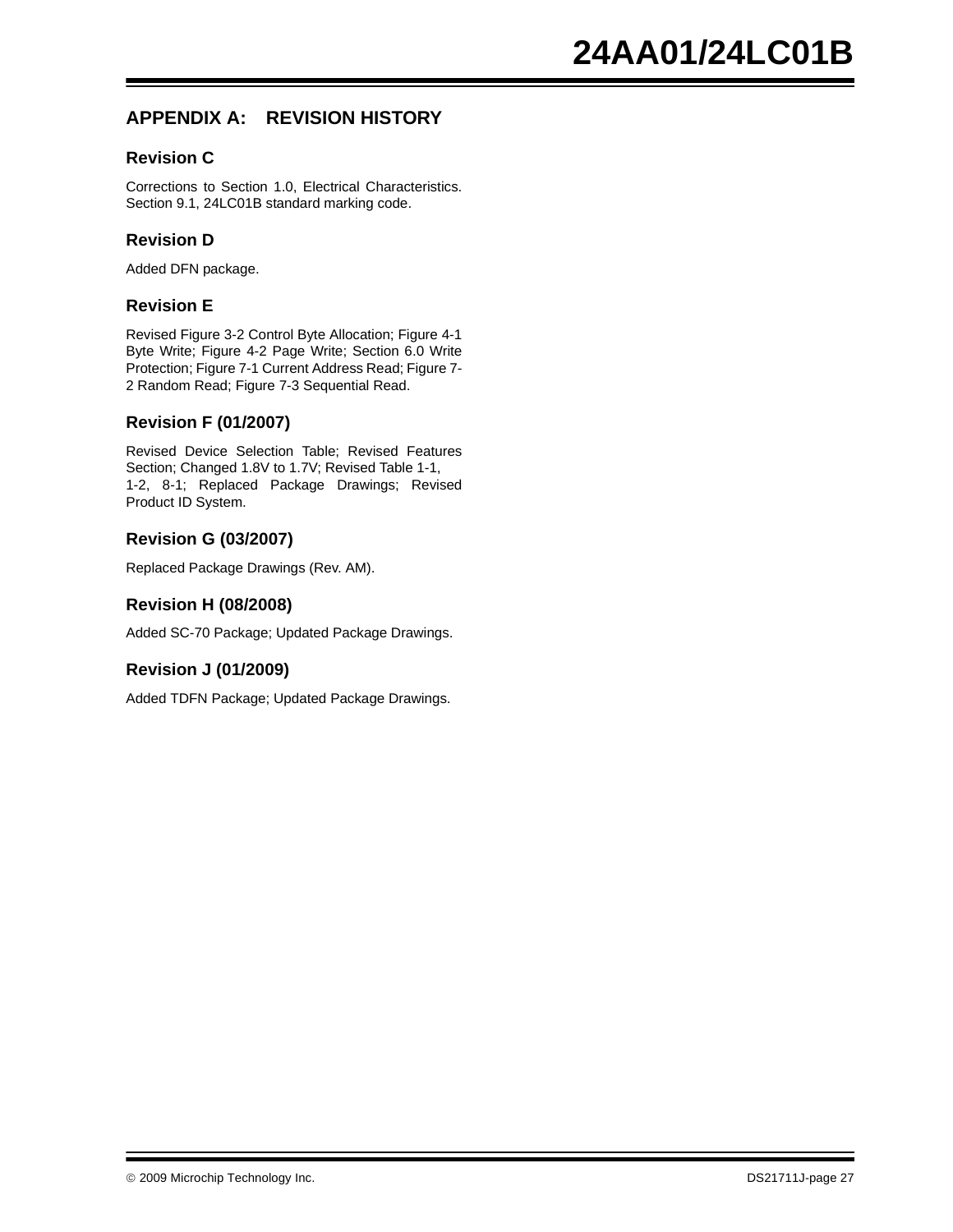## APPENDIX A: REVISION HISTORY

### Revision C

Corrections to Section 1.0, Electrical Characteristics. Section 9.1, 24LC01B standard marking code.

### Revision D

Added DFN package.

### Revision E

Revised Figure 3-2 Control Byte Allocation; Figure 4-1 Byte Write; Figure 4-2 Page Write; Section 6.0 Write Protection; Figure 7-1 Current Address Read; Figure 7-2 Random Read; Figure 7-3 Sequential Read.

### Revision F (01/2007)

Revised Device Selection Table; Revised Features Section; Changed 1.8V to 1.7V; Revised Table 1-1, 1-2, 8-1; Replaced Package Drawings; Revised Product ID System.

### Revision G (03/2007)

Replaced Package Drawings (Rev. AM).

### Revision H (08/2008)

Added SC-70 Package; Updated Package Drawings.

### Revision J (01/2009)

Added TDFN Package; Updated Package Drawings.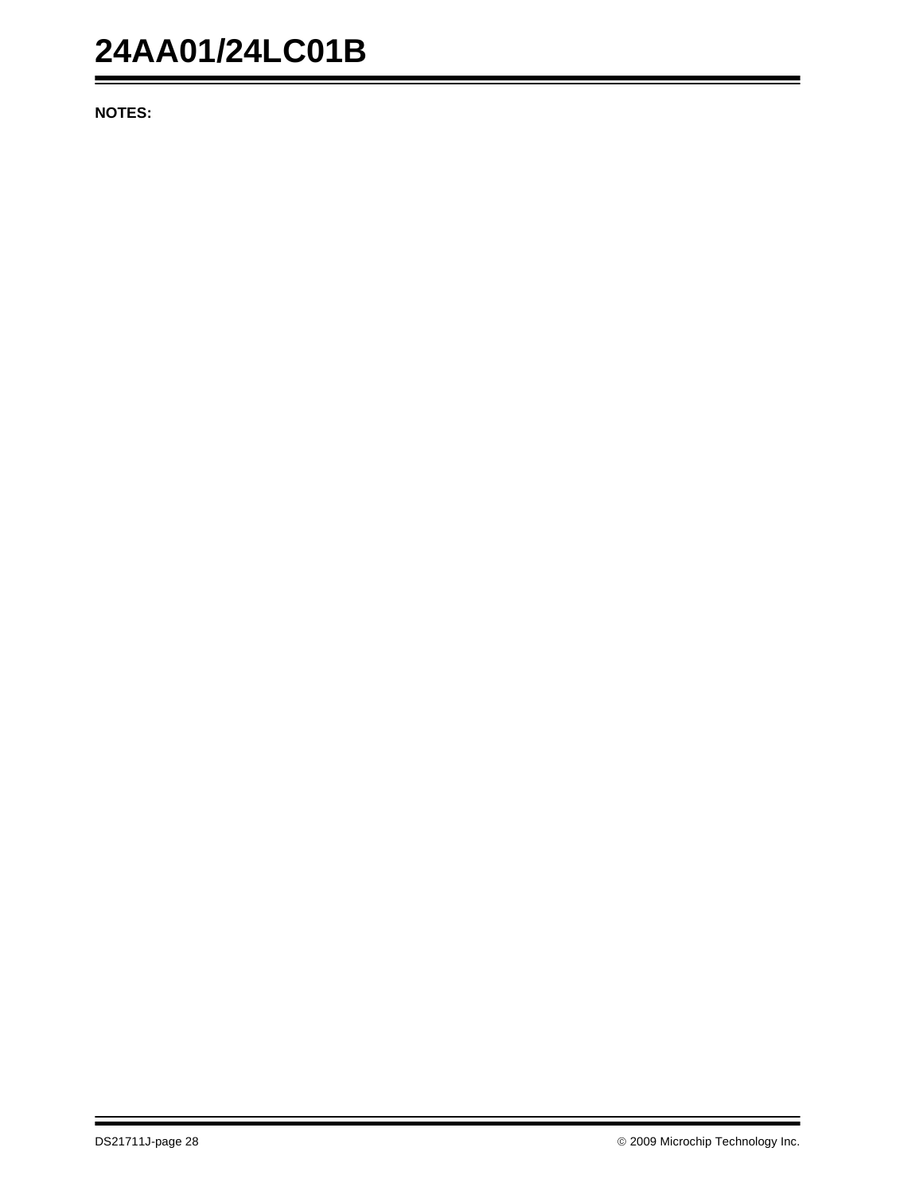**NOTES:**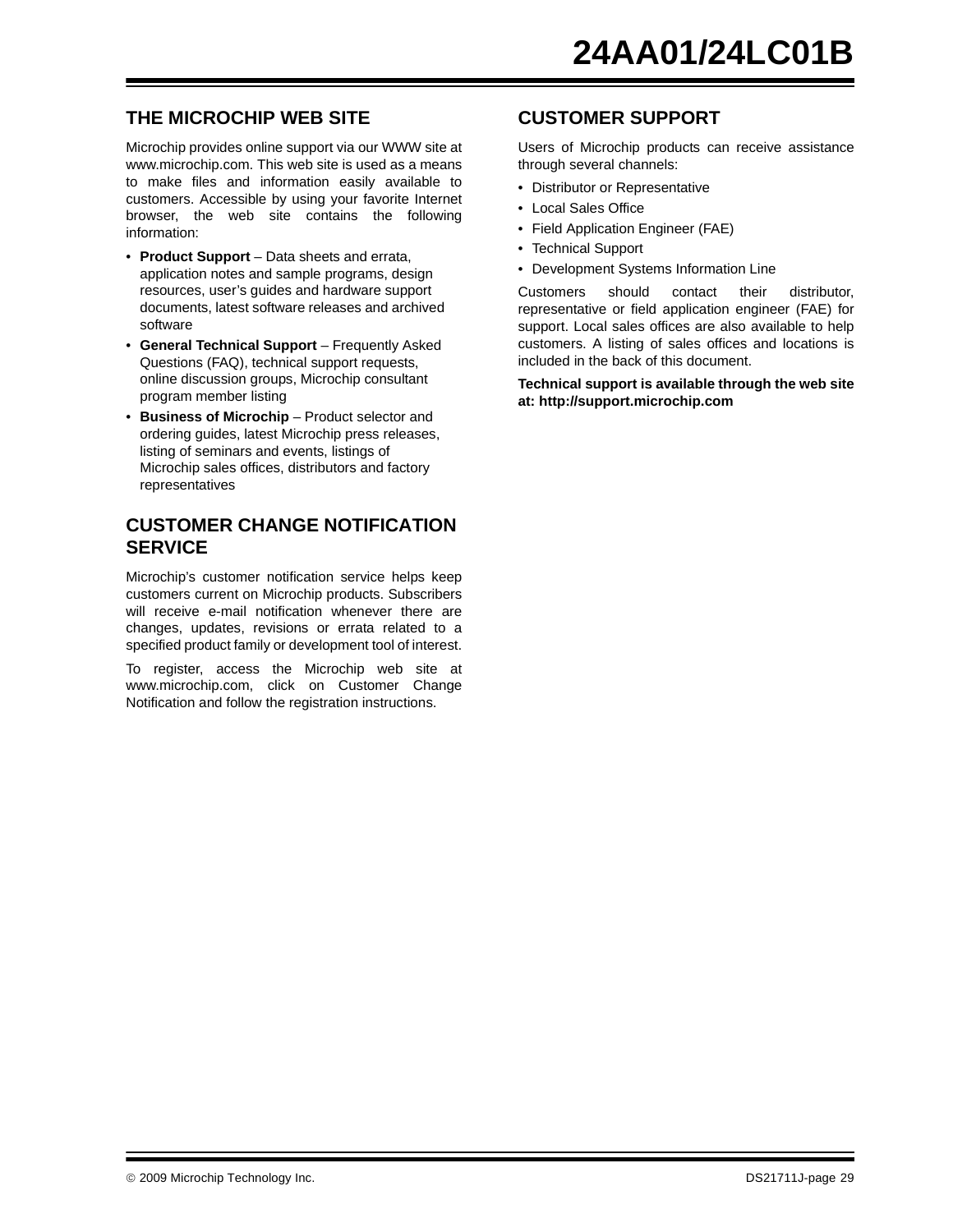## THE MICROCHIP WEB SITE

Microchip provides online support via our WWW site at www.microchip.com. This web site is used as a means to make files and information easily available to customers. Accessible by using your favorite Internet browser, the web site contains the following information:

- **Product Support** – Data sheets and errata, application notes and sample programs, design resources, user's guides and hardware support documents, latest software releases and archived software
- **General Technical Support** – Frequently Asked Questions (FAQ), technical support requests, online discussion groups, Microchip consultant program member listing
- **Business of Microchip** – Product selector and ordering guides, latest Microchip press releases, listing of seminars and events, listings of Microchip sales offices, distributors and factory representatives

## CUSTOMER CHANGE NOTIFICATION SERVICE

Microchip's customer notification service helps keep customers current on Microchip products. Subscribers will receive e-mail notification whenever there are changes, updates, revisions or errata related to a specified product family or development tool of interest.

To register, access the Microchip web site at www.microchip.com, click on Customer Change Notification and follow the registration instructions.

## CUSTOMER SUPPORT

Users of Microchip products can receive assistance through several channels:

- Distributor or Representative
- Local Sales Office
- Field Application Engineer (FAE)
- Technical Support
- Development Systems Information Line

Customers should contact their distributor, representative or field application engineer (FAE) for support. Local sales offices are also available to help customers. A listing of sales offices and locations is included in the back of this document.

**Technical support is available through the web site at: http://support.microchip.com**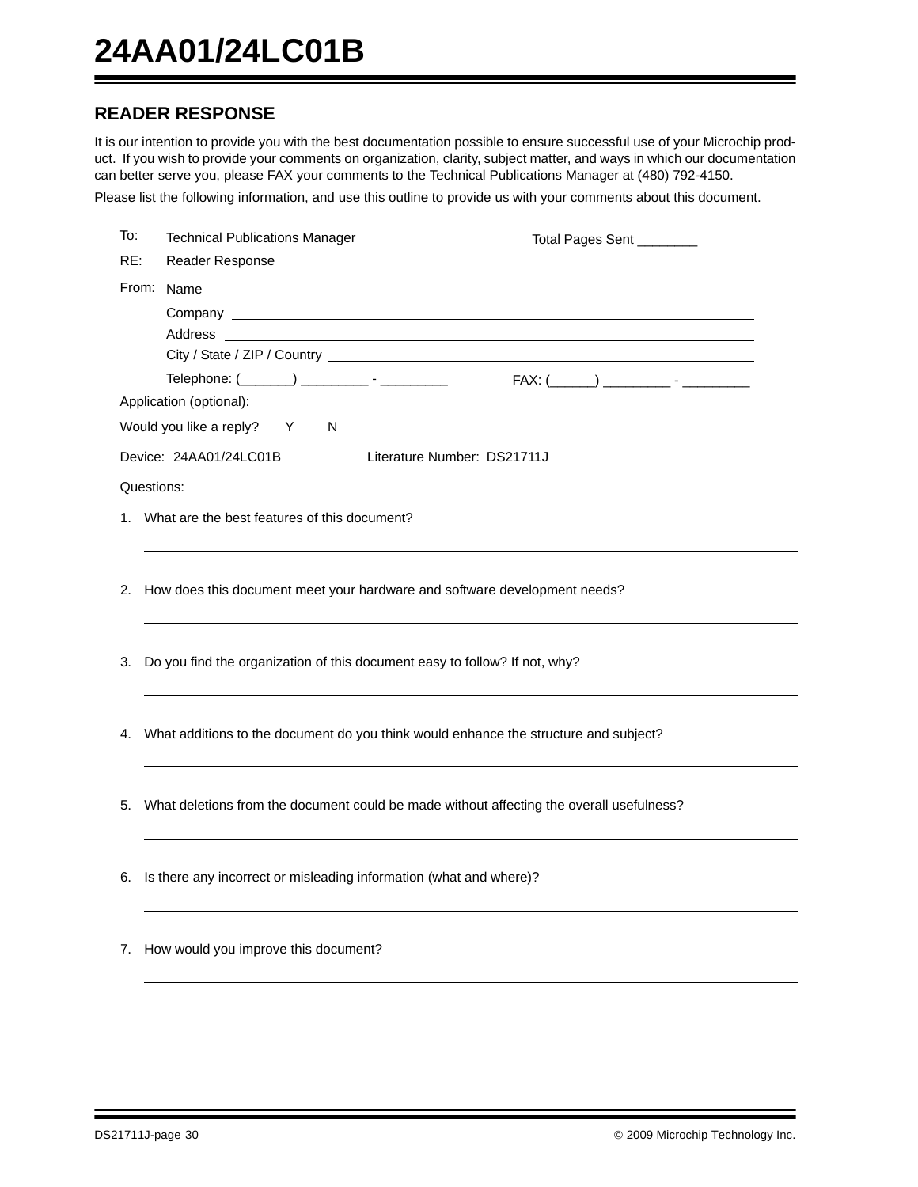## READER RESPONSE

It is our intention to provide you with the best documentation possible to ensure successful use of your Microchip product. If you wish to provide your comments on organization, clarity, subject matter, and ways in which our documentation can better serve you, please FAX your comments to the Technical Publications Manager at (480) 792-4150.

Please list the following information, and use this outline to provide us with your comments about this document.

To: Technical Publications Manager    Total Pages Sent ________

RE: Reader Response

From: Name ____________________

Company ____________________

Address ____________________

City / State / ZIP / Country ____________________

Telephone: (_______) _________ - _________    FAX: (______) _________ - _________

Application (optional):

Would you like a reply? ___Y ___N

Device: 24AA01/24LC01B    Literature Number: DS21711J

Questions:

1. What are the best features of this document?

   ____________________

   ____________________

2. How does this document meet your hardware and software development needs?

   ____________________

   ____________________

3. Do you find the organization of this document easy to follow? If not, why?

   ____________________

   ____________________

4. What additions to the document do you think would enhance the structure and subject?

   ____________________

   ____________________

5. What deletions from the document could be made without affecting the overall usefulness?

   ____________________

   ____________________

6. Is there any incorrect or misleading information (what and where)?

   ____________________

   ____________________

7. How would you improve this document?

   ____________________

   ____________________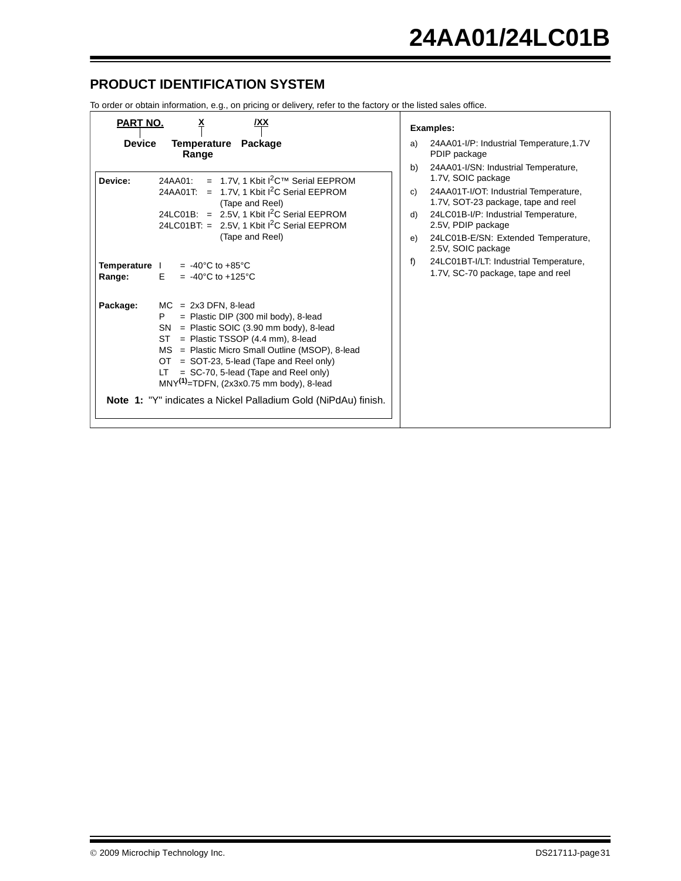## PRODUCT IDENTIFICATION SYSTEM

To order or obtain information, e.g., on pricing or delivery, refer to the factory or the listed sales office.

| PART NO. | X | /XX |
|---|---|---|
| Device | Temperature Range | Package |

**Device:**

| | | |
|---|---|---|
| 24AA01: | = | 1.7V, 1 Kbit I$^2$C™ Serial EEPROM |
| 24AA01T: | = | 1.7V, 1 Kbit I$^2$C Serial EEPROM (Tape and Reel) |
| 24LC01B: | = | 2.5V, 1 Kbit I$^2$C Serial EEPROM |
| 24LC01BT: | = | 2.5V, 1 Kbit I$^2$C Serial EEPROM (Tape and Reel) |

**Temperature Range:**

| | | |
|---|---|---|
| I | = | -40°C to +85°C |
| E | = | -40°C to +125°C |

**Package:**

| | | |
|---|---|---|
| MC | = | 2x3 DFN, 8-lead |
| P | = | Plastic DIP (300 mil body), 8-lead |
| SN | = | Plastic SOIC (3.90 mm body), 8-lead |
| ST | = | Plastic TSSOP (4.4 mm), 8-lead |
| MS | = | Plastic Micro Small Outline (MSOP), 8-lead |
| OT | = | SOT-23, 5-lead (Tape and Reel only) |
| LT | = | SC-70, 5-lead (Tape and Reel only) |
| MNY(1) | = | TDFN, (2x3x0.75 mm body), 8-lead |

**Note 1:** "Y" indicates a Nickel Palladium Gold (NiPdAu) finish.

**Examples:**

a) 24AA01-I/P: Industrial Temperature,1.7V PDIP package

b) 24AA01-I/SN: Industrial Temperature, 1.7V, SOIC package

c) 24AA01T-I/OT: Industrial Temperature, 1.7V, SOT-23 package, tape and reel

d) 24LC01B-I/P: Industrial Temperature, 2.5V, PDIP package

e) 24LC01B-E/SN: Extended Temperature, 2.5V, SOIC package

f) 24LC01BT-I/LT: Industrial Temperature, 1.7V, SC-70 package, tape and reel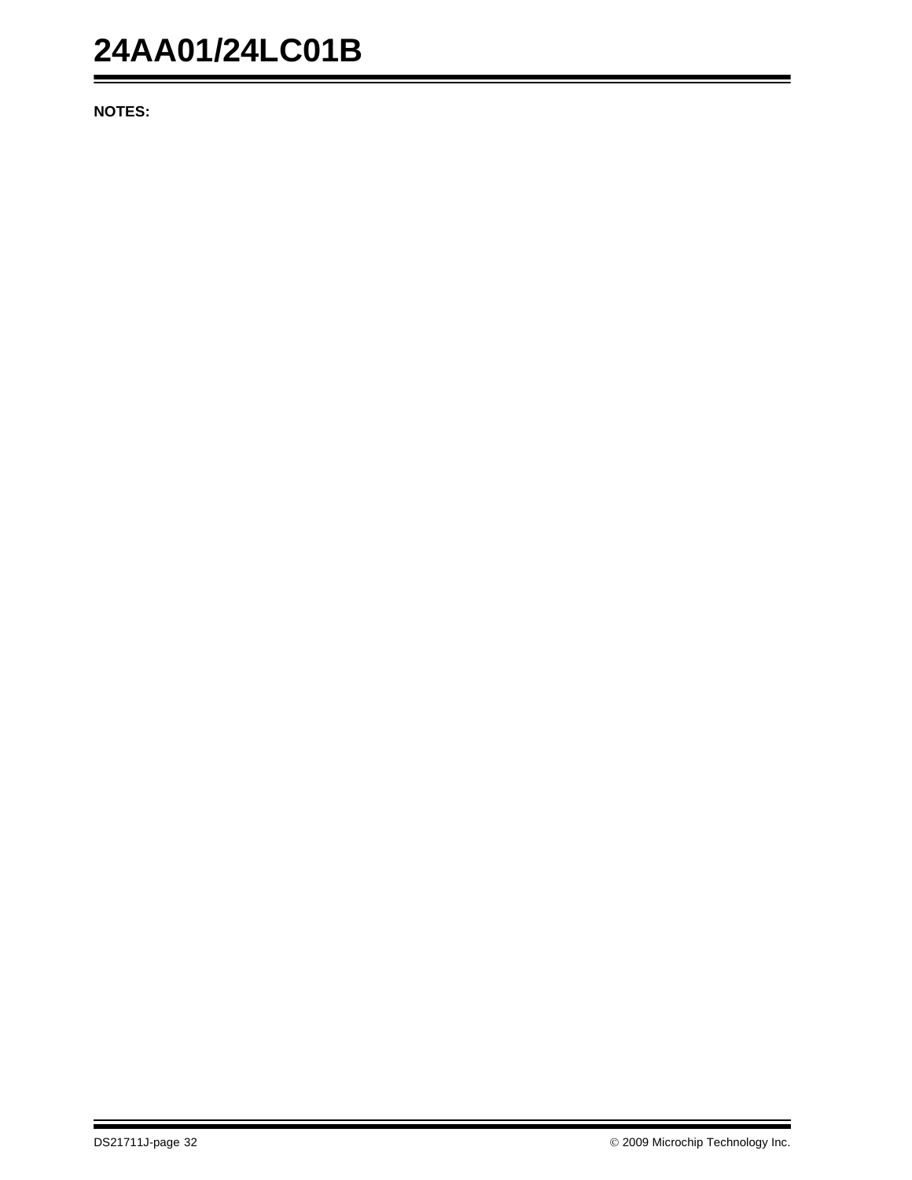**NOTES:**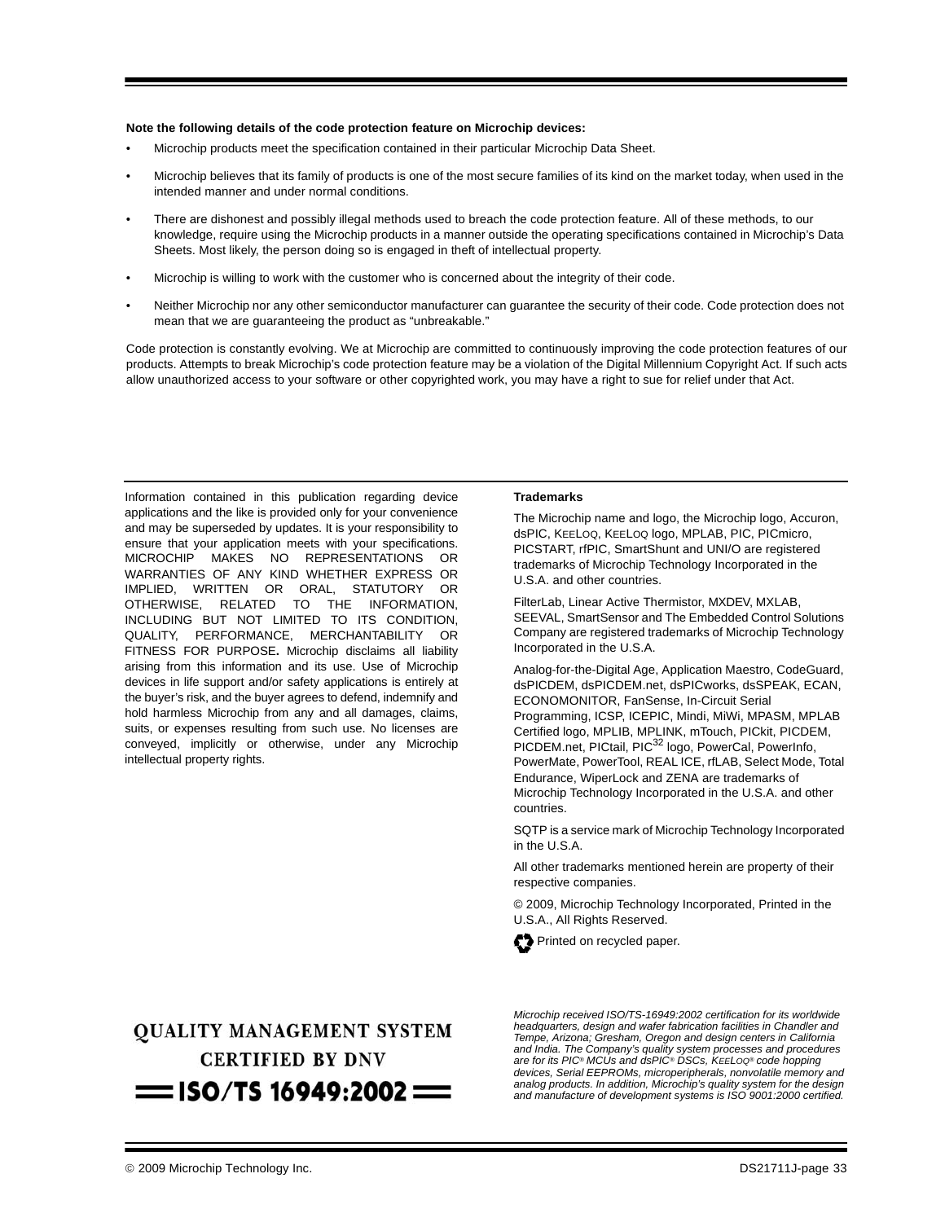**Note the following details of the code protection feature on Microchip devices:**

- Microchip products meet the specification contained in their particular Microchip Data Sheet.
- Microchip believes that its family of products is one of the most secure families of its kind on the market today, when used in the intended manner and under normal conditions.
- There are dishonest and possibly illegal methods used to breach the code protection feature. All of these methods, to our knowledge, require using the Microchip products in a manner outside the operating specifications contained in Microchip's Data Sheets. Most likely, the person doing so is engaged in theft of intellectual property.
- Microchip is willing to work with the customer who is concerned about the integrity of their code.
- Neither Microchip nor any other semiconductor manufacturer can guarantee the security of their code. Code protection does not mean that we are guaranteeing the product as "unbreakable."

Code protection is constantly evolving. We at Microchip are committed to continuously improving the code protection features of our products. Attempts to break Microchip's code protection feature may be a violation of the Digital Millennium Copyright Act. If such acts allow unauthorized access to your software or other copyrighted work, you may have a right to sue for relief under that Act.

Information contained in this publication regarding device applications and the like is provided only for your convenience and may be superseded by updates. It is your responsibility to ensure that your application meets with your specifications. MICROCHIP MAKES NO REPRESENTATIONS OR WARRANTIES OF ANY KIND WHETHER EXPRESS OR IMPLIED, WRITTEN OR ORAL, STATUTORY OR OTHERWISE, RELATED TO THE INFORMATION, INCLUDING BUT NOT LIMITED TO ITS CONDITION, QUALITY, PERFORMANCE, MERCHANTABILITY OR FITNESS FOR PURPOSE**.** Microchip disclaims all liability arising from this information and its use. Use of Microchip devices in life support and/or safety applications is entirely at the buyer's risk, and the buyer agrees to defend, indemnify and hold harmless Microchip from any and all damages, claims, suits, or expenses resulting from such use. No licenses are conveyed, implicitly or otherwise, under any Microchip intellectual property rights.

**Trademarks**

The Microchip name and logo, the Microchip logo, Accuron, dsPIC, KEELOQ, KEELOQ logo, MPLAB, PIC, PICmicro, PICSTART, rfPIC, SmartShunt and UNI/O are registered trademarks of Microchip Technology Incorporated in the U.S.A. and other countries.

FilterLab, Linear Active Thermistor, MXDEV, MXLAB, SEEVAL, SmartSensor and The Embedded Control Solutions Company are registered trademarks of Microchip Technology Incorporated in the U.S.A.

Analog-for-the-Digital Age, Application Maestro, CodeGuard, dsPICDEM, dsPICDEM.net, dsPICworks, dsSPEAK, ECAN, ECONOMONITOR, FanSense, In-Circuit Serial Programming, ICSP, ICEPIC, Mindi, MiWi, MPASM, MPLAB Certified logo, MPLIB, MPLINK, mTouch, PICkit, PICDEM, PICDEM.net, PICtail, PIC32 logo, PowerCal, PowerInfo, PowerMate, PowerTool, REAL ICE, rfLAB, Select Mode, Total Endurance, WiperLock and ZENA are trademarks of Microchip Technology Incorporated in the U.S.A. and other countries.

SQTP is a service mark of Microchip Technology Incorporated in the U.S.A.

All other trademarks mentioned herein are property of their respective companies.

© 2009, Microchip Technology Incorporated, Printed in the U.S.A., All Rights Reserved.

Printed on recycled paper.

**QUALITY MANAGEMENT SYSTEM**
**CERTIFIED BY DNV**
**ISO/TS 16949:2002**

*Microchip received ISO/TS-16949:2002 certification for its worldwide headquarters, design and wafer fabrication facilities in Chandler and Tempe, Arizona; Gresham, Oregon and design centers in California and India. The Company's quality system processes and procedures are for its PIC® MCUs and dsPIC® DSCs, KEELOQ® code hopping devices, Serial EEPROMs, microperipherals, nonvolatile memory and analog products. In addition, Microchip's quality system for the design and manufacture of development systems is ISO 9001:2000 certified.*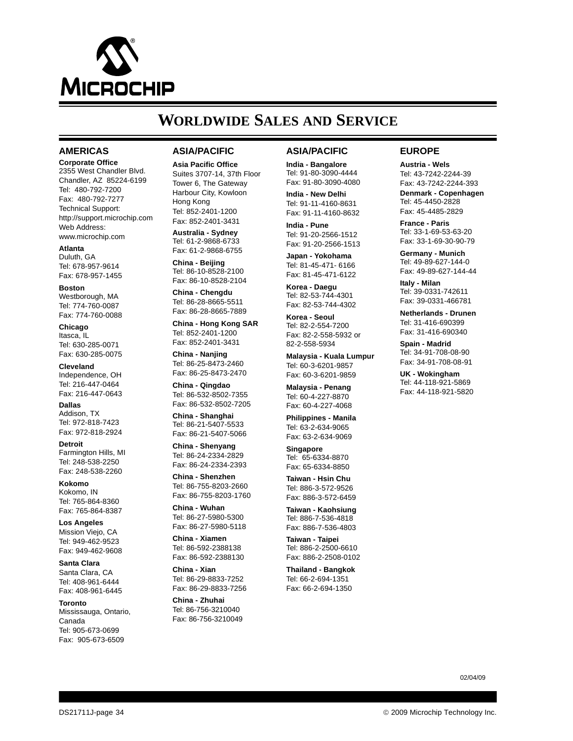# WORLDWIDE SALES AND SERVICE

## AMERICAS

**Corporate Office**
2355 West Chandler Blvd.
Chandler, AZ 85224-6199
Tel: 480-792-7200
Fax: 480-792-7277
Technical Support:
http://support.microchip.com
Web Address:
www.microchip.com

**Atlanta**
Duluth, GA
Tel: 678-957-9614
Fax: 678-957-1455

**Boston**
Westborough, MA
Tel: 774-760-0087
Fax: 774-760-0088

**Chicago**
Itasca, IL
Tel: 630-285-0071
Fax: 630-285-0075

**Cleveland**
Independence, OH
Tel: 216-447-0464
Fax: 216-447-0643

**Dallas**
Addison, TX
Tel: 972-818-7423
Fax: 972-818-2924

**Detroit**
Farmington Hills, MI
Tel: 248-538-2250
Fax: 248-538-2260

**Kokomo**
Kokomo, IN
Tel: 765-864-8360
Fax: 765-864-8387

**Los Angeles**
Mission Viejo, CA
Tel: 949-462-9523
Fax: 949-462-9608

**Santa Clara**
Santa Clara, CA
Tel: 408-961-6444
Fax: 408-961-6445

**Toronto**
Mississauga, Ontario,
Canada
Tel: 905-673-0699
Fax: 905-673-6509

## ASIA/PACIFIC

**Asia Pacific Office**
Suites 3707-14, 37th Floor
Tower 6, The Gateway
Harbour City, Kowloon
Hong Kong
Tel: 852-2401-1200
Fax: 852-2401-3431

**Australia - Sydney**
Tel: 61-2-9868-6733
Fax: 61-2-9868-6755

**China - Beijing**
Tel: 86-10-8528-2100
Fax: 86-10-8528-2104

**China - Chengdu**
Tel: 86-28-8665-5511
Fax: 86-28-8665-7889

**China - Hong Kong SAR**
Tel: 852-2401-1200
Fax: 852-2401-3431

**China - Nanjing**
Tel: 86-25-8473-2460
Fax: 86-25-8473-2470

**China - Qingdao**
Tel: 86-532-8502-7355
Fax: 86-532-8502-7205

**China - Shanghai**
Tel: 86-21-5407-5533
Fax: 86-21-5407-5066

**China - Shenyang**
Tel: 86-24-2334-2829
Fax: 86-24-2334-2393

**China - Shenzhen**
Tel: 86-755-8203-2660
Fax: 86-755-8203-1760

**China - Wuhan**
Tel: 86-27-5980-5300
Fax: 86-27-5980-5118

**China - Xiamen**
Tel: 86-592-2388138
Fax: 86-592-2388130

**China - Xian**
Tel: 86-29-8833-7252
Fax: 86-29-8833-7256

**China - Zhuhai**
Tel: 86-756-3210040
Fax: 86-756-3210049

## ASIA/PACIFIC

**India - Bangalore**
Tel: 91-80-3090-4444
Fax: 91-80-3090-4080

**India - New Delhi**
Tel: 91-11-4160-8631
Fax: 91-11-4160-8632

**India - Pune**
Tel: 91-20-2566-1512
Fax: 91-20-2566-1513

**Japan - Yokohama**
Tel: 81-45-471- 6166
Fax: 81-45-471-6122

**Korea - Daegu**
Tel: 82-53-744-4301
Fax: 82-53-744-4302

**Korea - Seoul**
Tel: 82-2-554-7200
Fax: 82-2-558-5932 or
82-2-558-5934

**Malaysia - Kuala Lumpur**
Tel: 60-3-6201-9857
Fax: 60-3-6201-9859

**Malaysia - Penang**
Tel: 60-4-227-8870
Fax: 60-4-227-4068

**Philippines - Manila**
Tel: 63-2-634-9065
Fax: 63-2-634-9069

**Singapore**
Tel: 65-6334-8870
Fax: 65-6334-8850

**Taiwan - Hsin Chu**
Tel: 886-3-572-9526
Fax: 886-3-572-6459

**Taiwan - Kaohsiung**
Tel: 886-7-536-4818
Fax: 886-7-536-4803

**Taiwan - Taipei**
Tel: 886-2-2500-6610
Fax: 886-2-2508-0102

**Thailand - Bangkok**
Tel: 66-2-694-1351
Fax: 66-2-694-1350

## EUROPE

**Austria - Wels**
Tel: 43-7242-2244-39
Fax: 43-7242-2244-393

**Denmark - Copenhagen**
Tel: 45-4450-2828
Fax: 45-4485-2829

**France - Paris**
Tel: 33-1-69-53-63-20
Fax: 33-1-69-30-90-79

**Germany - Munich**
Tel: 49-89-627-144-0
Fax: 49-89-627-144-44

**Italy - Milan**
Tel: 39-0331-742611
Fax: 39-0331-466781

**Netherlands - Drunen**
Tel: 31-416-690399
Fax: 31-416-690340

**Spain - Madrid**
Tel: 34-91-708-08-90
Fax: 34-91-708-08-91

**UK - Wokingham**
Tel: 44-118-921-5869
Fax: 44-118-921-5820

02/04/09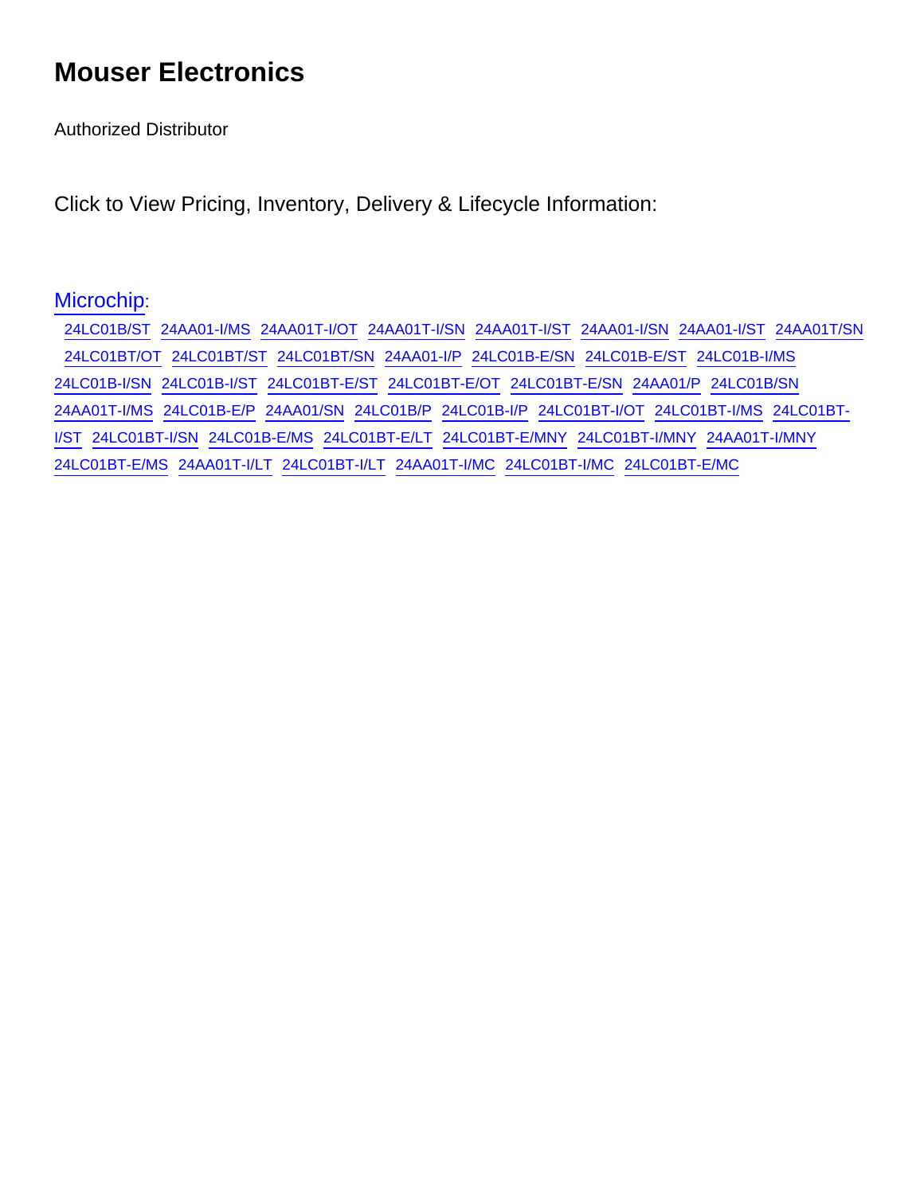# Mouser Electronics

Authorized Distributor

Click to View Pricing, Inventory, Delivery & Lifecycle Information:

Microchip:

24LC01B/ST 24AA01-I/MS 24AA01T-I/OT 24AA01T-I/SN 24AA01T-I/ST 24AA01-I/SN 24AA01-I/ST 24AA01T/SN 24LC01BT/OT 24LC01BT/ST 24LC01BT/SN 24AA01-I/P 24LC01B-E/SN 24LC01B-E/ST 24LC01B-I/MS 24LC01B-I/SN 24LC01B-I/ST 24LC01BT-E/ST 24LC01BT-E/OT 24LC01BT-E/SN 24AA01/P 24LC01B/SN 24AA01T-I/MS 24LC01B-E/P 24AA01/SN 24LC01B/P 24LC01B-I/P 24LC01BT-I/OT 24LC01BT-I/MS 24LC01BT-I/ST 24LC01BT-I/SN 24LC01B-E/MS 24LC01BT-E/LT 24LC01BT-E/MNY 24LC01BT-I/MNY 24AA01T-I/MNY 24LC01BT-E/MS 24AA01T-I/LT 24LC01BT-I/LT 24AA01T-I/MC 24LC01BT-I/MC 24LC01BT-E/MC